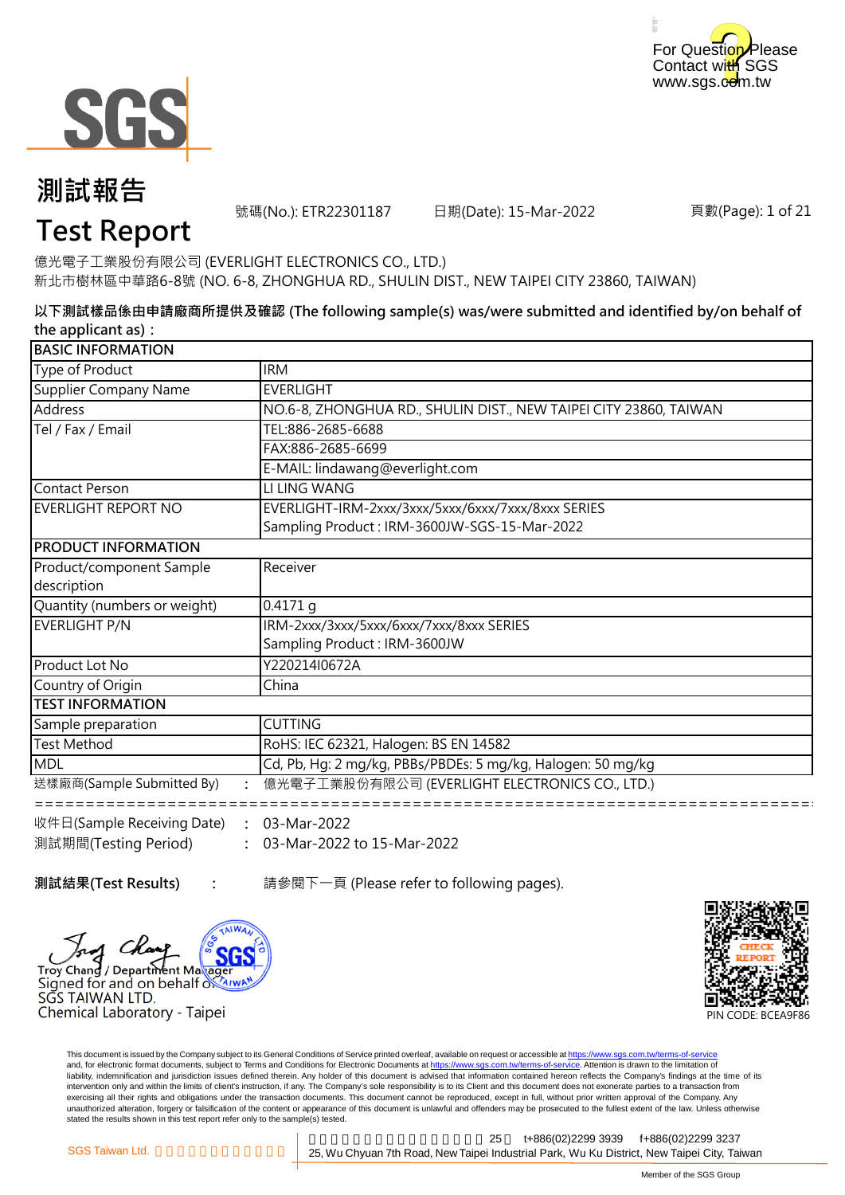For Question Please Contact with SGS
www.sgs.com.tw

# 測試報告
# Test Report

號碼(No.): ETR22301187　　日期(Date): 15-Mar-2022　　頁數(Page): 1 of 21

億光電子工業股份有限公司 (EVERLIGHT ELECTRONICS CO., LTD.)
新北市樹林區中華路6-8號 (NO. 6-8, ZHONGHUA RD., SHULIN DIST., NEW TAIPEI CITY 23860, TAIWAN)

**以下測試樣品係由申請廠商所提供及確認 (The following sample(s) was/were submitted and identified by/on behalf of the applicant as)：**

| BASIC INFORMATION | |
|---|---|
| Type of Product | IRM |
| Supplier Company Name | EVERLIGHT |
| Address | NO.6-8, ZHONGHUA RD., SHULIN DIST., NEW TAIPEI CITY 23860, TAIWAN |
| Tel / Fax / Email | TEL:886-2685-6688 |
| | FAX:886-2685-6699 |
| | E-MAIL: lindawang@everlight.com |
| Contact Person | LI LING WANG |
| EVERLIGHT REPORT NO | EVERLIGHT-IRM-2xxx/3xxx/5xxx/6xxx/7xxx/8xxx SERIES<br>Sampling Product : IRM-3600JW-SGS-15-Mar-2022 |
| **PRODUCT INFORMATION** | |
| Product/component Sample description | Receiver |
| Quantity (numbers or weight) | 0.4171 g |
| EVERLIGHT P/N | IRM-2xxx/3xxx/5xxx/6xxx/7xxx/8xxx SERIES<br>Sampling Product : IRM-3600JW |
| Product Lot No | Y220214I0672A |
| Country of Origin | China |
| **TEST INFORMATION** | |
| Sample preparation | CUTTING |
| Test Method | RoHS: IEC 62321, Halogen: BS EN 14582 |
| MDL | Cd, Pb, Hg: 2 mg/kg, PBBs/PBDEs: 5 mg/kg, Halogen: 50 mg/kg |

送樣廠商(Sample Submitted By)　:　億光電子工業股份有限公司 (EVERLIGHT ELECTRONICS CO., LTD.)

================================================================================

收件日(Sample Receiving Date)　:　03-Mar-2022
測試期間(Testing Period)　:　03-Mar-2022 to 15-Mar-2022

**測試結果(Test Results)**　:　請參閱下一頁 (Please refer to following pages).

Troy Chang / Department Manager
Signed for and on behalf of
SGS TAIWAN LTD.
Chemical Laboratory - Taipei

PIN CODE: BCEA9F86

This document is issued by the Company subject to its General Conditions of Service printed overleaf, available on request or accessible at https://www.sgs.com.tw/terms-of-service and, for electronic format documents, subject to Terms and Conditions for Electronic Documents at https://www.sgs.com.tw/terms-of-service. Attention is drawn to the limitation of liability, indemnification and jurisdiction issues defined therein. Any holder of this document is advised that information contained hereon reflects the Company's findings at the time of its intervention only and within the limits of client's instruction, if any. The Company's sole responsibility is to its Client and this document does not exonerate parties to a transaction from exercising all their rights and obligations under the transaction documents. This document cannot be reproduced, except in full, without prior written approval of the Company. Any unauthorized alteration, forgery or falsification of the content or appearance of this document is unlawful and offenders may be prosecuted to the fullest extent of the law. Unless otherwise stated the results shown in this test report refer only to the sample(s) tested.

SGS Taiwan Ltd. | 25, Wu Chyuan 7th Road, New Taipei Industrial Park, Wu Ku District, New Taipei City, Taiwan | t+886(02)2299 3939 | f+886(02)2299 3237

Member of the SGS Group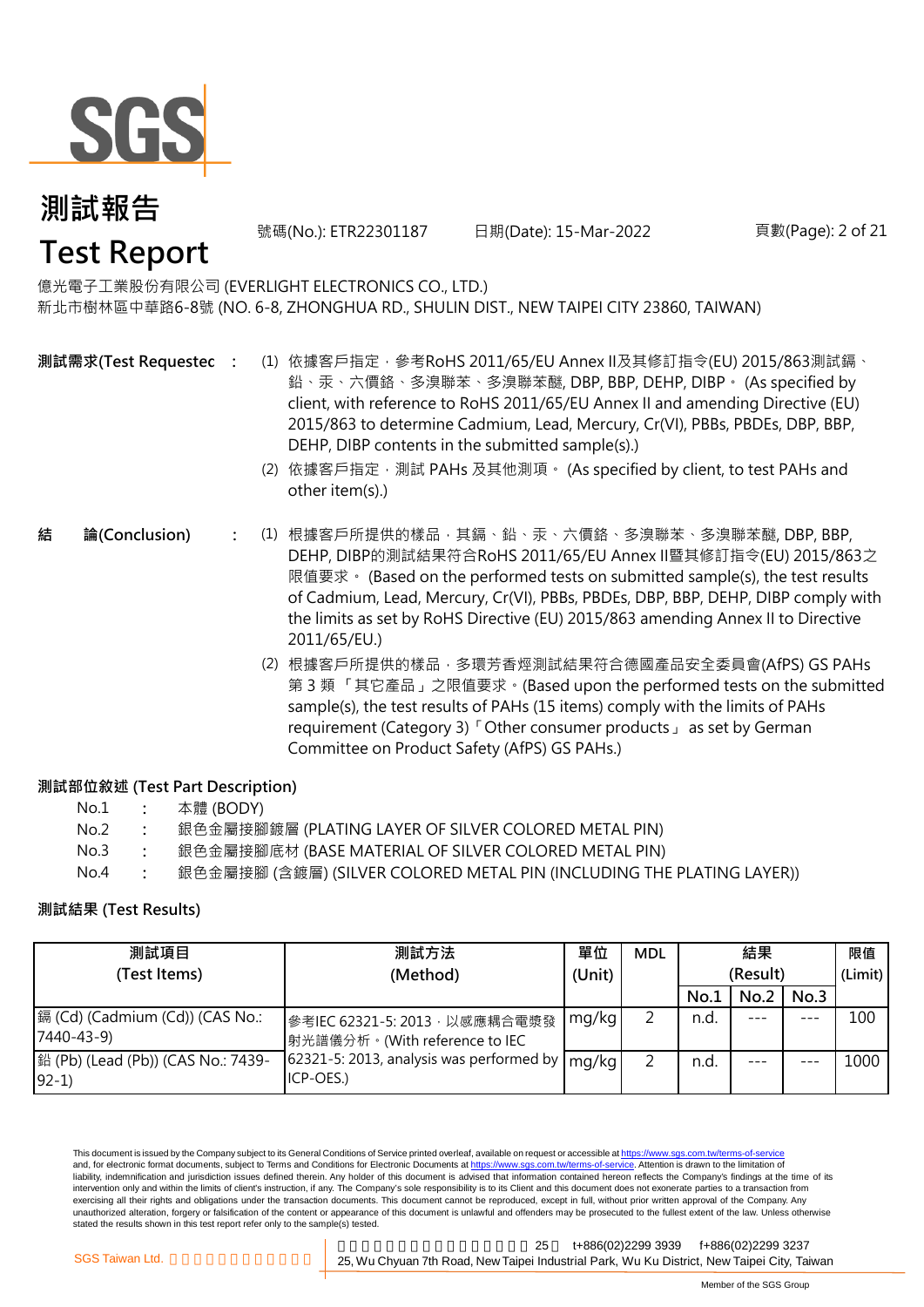# 測試報告
# Test Report

號碼(No.): ETR22301187　　日期(Date): 15-Mar-2022

億光電子工業股份有限公司 (EVERLIGHT ELECTRONICS CO., LTD.)
新北市樹林區中華路6-8號 (NO. 6-8, ZHONGHUA RD., SHULIN DIST., NEW TAIPEI CITY 23860, TAIWAN)

**測試需求(Test Requested)** :

(1) 依據客戶指定，參考RoHS 2011/65/EU Annex II及其修訂指令(EU) 2015/863測試鎘、鉛、汞、六價鉻、多溴聯苯、多溴聯苯醚, DBP, BBP, DEHP, DIBP。 (As specified by client, with reference to RoHS 2011/65/EU Annex II and amending Directive (EU) 2015/863 to determine Cadmium, Lead, Mercury, Cr(VI), PBBs, PBDEs, DBP, BBP, DEHP, DIBP contents in the submitted sample(s).)

(2) 依據客戶指定，測試 PAHs 及其他測項。 (As specified by client, to test PAHs and other item(s).)

**結　論(Conclusion)** :

(1) 根據客戶所提供的樣品，其鎘、鉛、汞、六價鉻、多溴聯苯、多溴聯苯醚, DBP, BBP, DEHP, DIBP的測試結果符合RoHS 2011/65/EU Annex II暨其修訂指令(EU) 2015/863之限值要求。 (Based on the performed tests on submitted sample(s), the test results of Cadmium, Lead, Mercury, Cr(VI), PBBs, PBDEs, DBP, BBP, DEHP, DIBP comply with the limits as set by RoHS Directive (EU) 2015/863 amending Annex II to Directive 2011/65/EU.)

(2) 根據客戶所提供的樣品，多環芳香烴測試結果符合德國產品安全委員會(AfPS) GS PAHs 第 3 類 「其它產品」之限值要求。(Based upon the performed tests on the submitted sample(s), the test results of PAHs (15 items) comply with the limits of PAHs requirement (Category 3)「Other consumer products」 as set by German Committee on Product Safety (AfPS) GS PAHs.)

**測試部位敘述 (Test Part Description)**

| | | |
|---|---|---|
| No.1 | : | 本體 (BODY) |
| No.2 | : | 銀色金屬接腳鍍層 (PLATING LAYER OF SILVER COLORED METAL PIN) |
| No.3 | : | 銀色金屬接腳底材 (BASE MATERIAL OF SILVER COLORED METAL PIN) |
| No.4 | : | 銀色金屬接腳 (含鍍層) (SILVER COLORED METAL PIN (INCLUDING THE PLATING LAYER)) |

**測試結果 (Test Results)**

| 測試項目 (Test Items) | 測試方法 (Method) | 單位 (Unit) | MDL | 結果 (Result) | | | 限值 (Limit) |
|---|---|---|---|---|---|---|---|
| | | | | No.1 | No.2 | No.3 | |
| 鎘 (Cd) (Cadmium (Cd)) (CAS No.: 7440-43-9) | 參考IEC 62321-5: 2013，以感應耦合電漿發射光譜儀分析。(With reference to IEC 62321-5: 2013, analysis was performed by ICP-OES.) | mg/kg | 2 | n.d. | --- | --- | 100 |
| 鉛 (Pb) (Lead (Pb)) (CAS No.: 7439-92-1) | | mg/kg | 2 | n.d. | --- | --- | 1000 |

This document is issued by the Company subject to its General Conditions of Service printed overleaf, available on request or accessible at https://www.sgs.com.tw/terms-of-service and, for electronic format documents, subject to Terms and Conditions for Electronic Documents at https://www.sgs.com.tw/terms-of-service. Attention is drawn to the limitation of liability, indemnification and jurisdiction issues defined therein. Any holder of this document is advised that information contained hereon reflects the Company's findings at the time of its intervention only and within the limits of client's instruction, if any. The Company's sole responsibility is to its Client and this document does not exonerate parties to a transaction from exercising all their rights and obligations under the transaction documents. This document cannot be reproduced, except in full, without prior written approval of the Company. Any unauthorized alteration, forgery or falsification of the content or appearance of this document is unlawful and offenders may be prosecuted to the fullest extent of the law. Unless otherwise stated the results shown in this test report refer only to the sample(s) tested.

SGS Taiwan Ltd. | 25, Wu Chyuan 7th Road, New Taipei Industrial Park, Wu Ku District, New Taipei City, Taiwan | t+886(02)2299 3939 f+886(02)2299 3237

Member of the SGS Group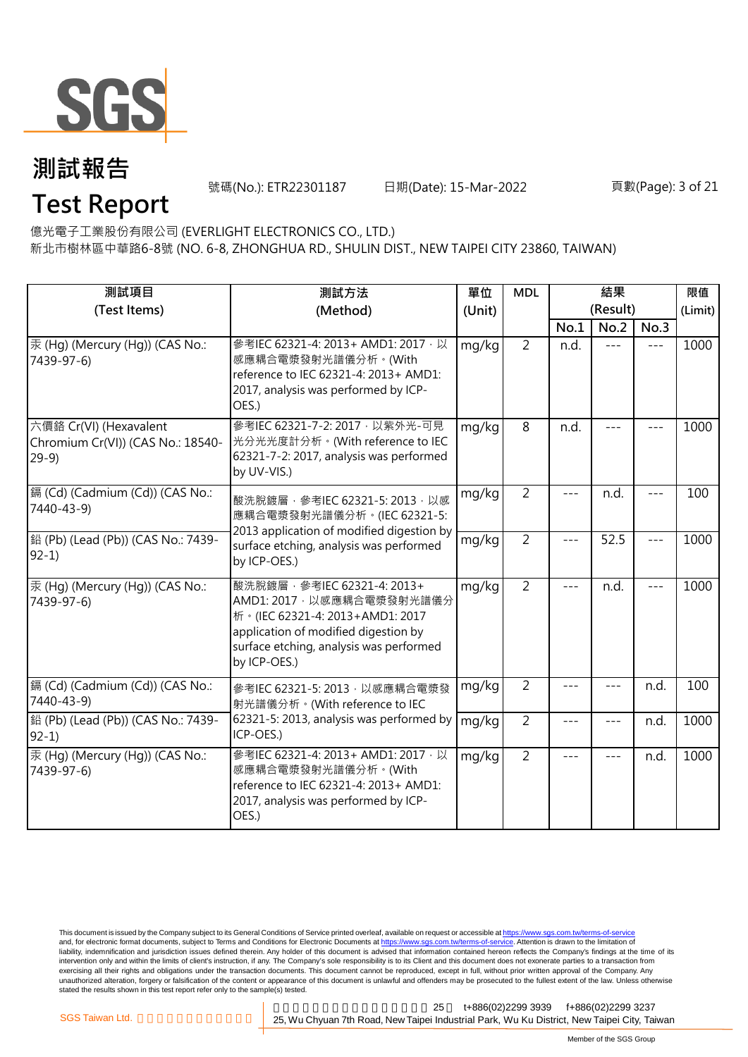# 測試報告
# Test Report

號碼(No.): ETR22301187 日期(Date): 15-Mar-2022

億光電子工業股份有限公司 (EVERLIGHT ELECTRONICS CO., LTD.)
新北市樹林區中華路6-8號 (NO. 6-8, ZHONGHUA RD., SHULIN DIST., NEW TAIPEI CITY 23860, TAIWAN)

| 測試項目 (Test Items) | 測試方法 (Method) | 單位 (Unit) | MDL | 結果 (Result) | | | 限值 (Limit) |
|---|---|---|---|---|---|---|---|
| | | | | No.1 | No.2 | No.3 | |
| 汞 (Hg) (Mercury (Hg)) (CAS No.: 7439-97-6) | 參考IEC 62321-4: 2013+ AMD1: 2017，以感應耦合電漿發射光譜儀分析。(With reference to IEC 62321-4: 2013+ AMD1: 2017, analysis was performed by ICP-OES.) | mg/kg | 2 | n.d. | --- | --- | 1000 |
| 六價鉻 Cr(VI) (Hexavalent Chromium Cr(VI)) (CAS No.: 18540-29-9) | 參考IEC 62321-7-2: 2017，以紫外光-可見光分光光度計分析。(With reference to IEC 62321-7-2: 2017, analysis was performed by UV-VIS.) | mg/kg | 8 | n.d. | --- | --- | 1000 |
| 鎘 (Cd) (Cadmium (Cd)) (CAS No.: 7440-43-9) | 酸洗脫鍍層，參考IEC 62321-5: 2013，以感應耦合電漿發射光譜儀分析。(IEC 62321-5: 2013 application of modified digestion by surface etching, analysis was performed by ICP-OES.) | mg/kg | 2 | --- | n.d. | --- | 100 |
| 鉛 (Pb) (Lead (Pb)) (CAS No.: 7439-92-1) | | mg/kg | 2 | --- | 52.5 | --- | 1000 |
| 汞 (Hg) (Mercury (Hg)) (CAS No.: 7439-97-6) | 酸洗脫鍍層，參考IEC 62321-4: 2013+ AMD1: 2017，以感應耦合電漿發射光譜儀分析。(IEC 62321-4: 2013+AMD1: 2017 application of modified digestion by surface etching, analysis was performed by ICP-OES.) | mg/kg | 2 | --- | n.d. | --- | 1000 |
| 鎘 (Cd) (Cadmium (Cd)) (CAS No.: 7440-43-9) | 參考IEC 62321-5: 2013，以感應耦合電漿發射光譜儀分析。(With reference to IEC 62321-5: 2013, analysis was performed by ICP-OES.) | mg/kg | 2 | --- | --- | n.d. | 100 |
| 鉛 (Pb) (Lead (Pb)) (CAS No.: 7439-92-1) | | mg/kg | 2 | --- | --- | n.d. | 1000 |
| 汞 (Hg) (Mercury (Hg)) (CAS No.: 7439-97-6) | 參考IEC 62321-4: 2013+ AMD1: 2017，以感應耦合電漿發射光譜儀分析。(With reference to IEC 62321-4: 2013+ AMD1: 2017, analysis was performed by ICP-OES.) | mg/kg | 2 | --- | --- | n.d. | 1000 |

This document is issued by the Company subject to its General Conditions of Service printed overleaf, available on request or accessible at https://www.sgs.com.tw/terms-of-service and, for electronic format documents, subject to Terms and Conditions for Electronic Documents at https://www.sgs.com.tw/terms-of-service. Attention is drawn to the limitation of liability, indemnification and jurisdiction issues defined therein. Any holder of this document is advised that information contained hereon reflects the Company's findings at the time of its intervention only and within the limits of client's instruction, if any. The Company's sole responsibility is to its Client and this document does not exonerate parties to a transaction from exercising all their rights and obligations under the transaction documents. This document cannot be reproduced, except in full, without prior written approval of the Company. Any unauthorized alteration, forgery or falsification of the content or appearance of this document is unlawful and offenders may be prosecuted to the fullest extent of the law. Unless otherwise stated the results shown in this test report refer only to the sample(s) tested.

SGS Taiwan Ltd. 25, Wu Chyuan 7th Road, New Taipei Industrial Park, Wu Ku District, New Taipei City, Taiwan t+886(02)2299 3939 f+886(02)2299 3237

Member of the SGS Group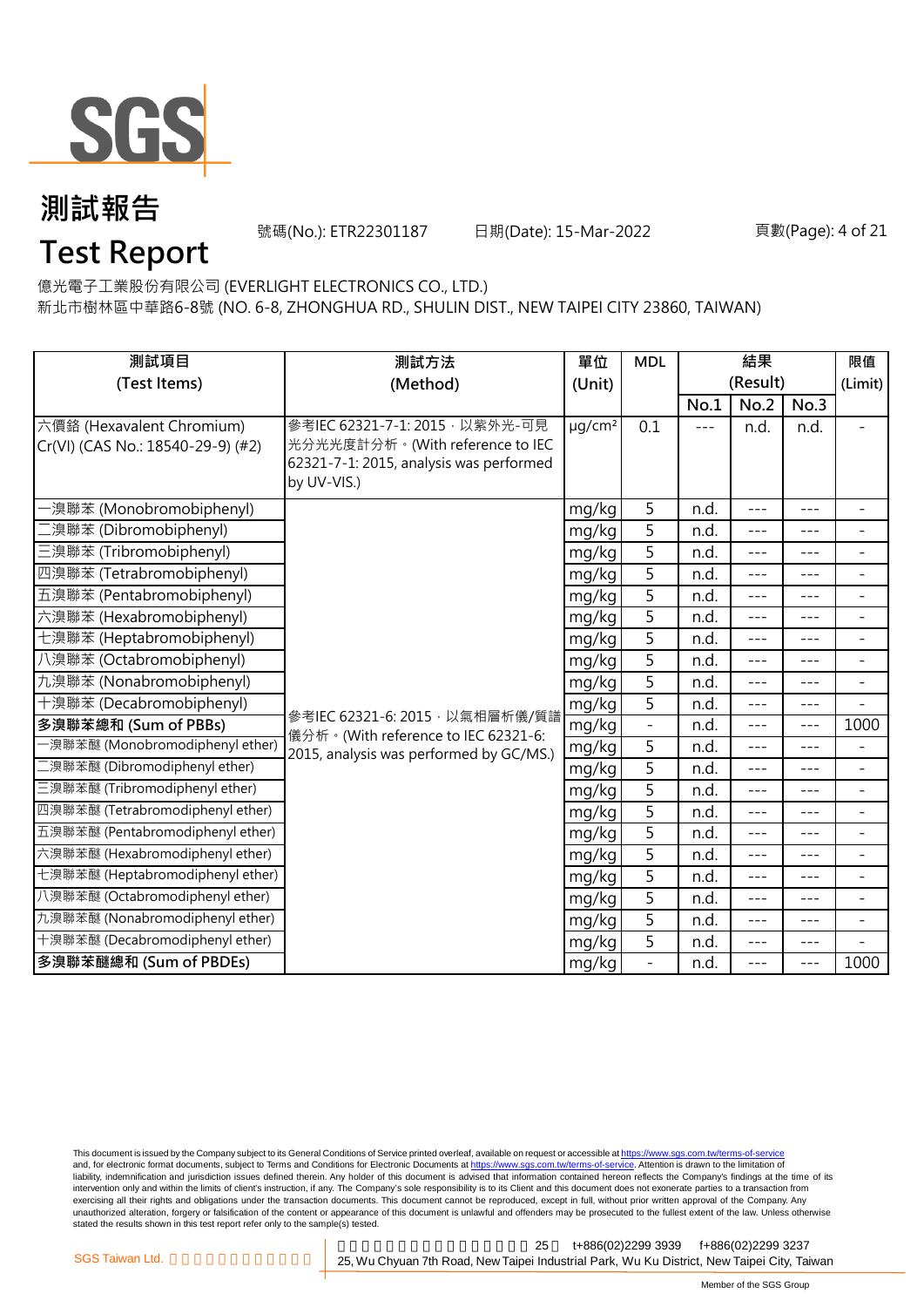# 測試報告

# Test Report

號碼(No.): ETR22301187　　日期(Date): 15-Mar-2022

億光電子工業股份有限公司 (EVERLIGHT ELECTRONICS CO., LTD.)

新北市樹林區中華路6-8號 (NO. 6-8, ZHONGHUA RD., SHULIN DIST., NEW TAIPEI CITY 23860, TAIWAN)

| 測試項目 (Test Items) | 測試方法 (Method) | 單位 (Unit) | MDL | 結果 (Result) | | | 限值 (Limit) |
|---|---|---|---|---|---|---|---|
| | | | | No.1 | No.2 | No.3 | |
| 六價鉻 (Hexavalent Chromium) Cr(VI) (CAS No.: 18540-29-9) (#2) | 參考IEC 62321-7-1: 2015，以紫外光-可見光分光光度計分析。(With reference to IEC 62321-7-1: 2015, analysis was performed by UV-VIS.) | μg/cm² | 0.1 | --- | n.d. | n.d. | - |
| 一溴聯苯 (Monobromobiphenyl) | 參考IEC 62321-6: 2015，以氣相層析儀/質譜儀分析。(With reference to IEC 62321-6: 2015, analysis was performed by GC/MS.) | mg/kg | 5 | n.d. | --- | --- | - |
| 二溴聯苯 (Dibromobiphenyl) | | mg/kg | 5 | n.d. | --- | --- | - |
| 三溴聯苯 (Tribromobiphenyl) | | mg/kg | 5 | n.d. | --- | --- | - |
| 四溴聯苯 (Tetrabromobiphenyl) | | mg/kg | 5 | n.d. | --- | --- | - |
| 五溴聯苯 (Pentabromobiphenyl) | | mg/kg | 5 | n.d. | --- | --- | - |
| 六溴聯苯 (Hexabromobiphenyl) | | mg/kg | 5 | n.d. | --- | --- | - |
| 七溴聯苯 (Heptabromobiphenyl) | | mg/kg | 5 | n.d. | --- | --- | - |
| 八溴聯苯 (Octabromobiphenyl) | | mg/kg | 5 | n.d. | --- | --- | - |
| 九溴聯苯 (Nonabromobiphenyl) | | mg/kg | 5 | n.d. | --- | --- | - |
| 十溴聯苯 (Decabromobiphenyl) | | mg/kg | 5 | n.d. | --- | --- | - |
| **多溴聯苯總和 (Sum of PBBs)** | | mg/kg | - | n.d. | --- | --- | 1000 |
| 一溴聯苯醚 (Monobromodiphenyl ether) | | mg/kg | 5 | n.d. | --- | --- | - |
| 二溴聯苯醚 (Dibromodiphenyl ether) | | mg/kg | 5 | n.d. | --- | --- | - |
| 三溴聯苯醚 (Tribromodiphenyl ether) | | mg/kg | 5 | n.d. | --- | --- | - |
| 四溴聯苯醚 (Tetrabromodiphenyl ether) | | mg/kg | 5 | n.d. | --- | --- | - |
| 五溴聯苯醚 (Pentabromodiphenyl ether) | | mg/kg | 5 | n.d. | --- | --- | - |
| 六溴聯苯醚 (Hexabromodiphenyl ether) | | mg/kg | 5 | n.d. | --- | --- | - |
| 七溴聯苯醚 (Heptabromodiphenyl ether) | | mg/kg | 5 | n.d. | --- | --- | - |
| 八溴聯苯醚 (Octabromodiphenyl ether) | | mg/kg | 5 | n.d. | --- | --- | - |
| 九溴聯苯醚 (Nonabromodiphenyl ether) | | mg/kg | 5 | n.d. | --- | --- | - |
| 十溴聯苯醚 (Decabromodiphenyl ether) | | mg/kg | 5 | n.d. | --- | --- | - |
| **多溴聯苯醚總和 (Sum of PBDEs)** | | mg/kg | - | n.d. | --- | --- | 1000 |

This document is issued by the Company subject to its General Conditions of Service printed overleaf, available on request or accessible at https://www.sgs.com.tw/terms-of-service and, for electronic format documents, subject to Terms and Conditions for Electronic Documents at https://www.sgs.com.tw/terms-of-service. Attention is drawn to the limitation of liability, indemnification and jurisdiction issues defined therein. Any holder of this document is advised that information contained hereon reflects the Company's findings at the time of its intervention only and within the limits of client's instruction, if any. The Company's sole responsibility is to its Client and this document does not exonerate parties to a transaction from exercising all their rights and obligations under the transaction documents. This document cannot be reproduced, except in full, without prior written approval of the Company. Any unauthorized alteration, forgery or falsification of the content or appearance of this document is unlawful and offenders may be prosecuted to the fullest extent of the law. Unless otherwise stated the results shown in this test report refer only to the sample(s) tested.

SGS Taiwan Ltd. 　25, Wu Chyuan 7th Road, New Taipei Industrial Park, Wu Ku District, New Taipei City, Taiwan　t+886(02)2299 3939　f+886(02)2299 3237

Member of the SGS Group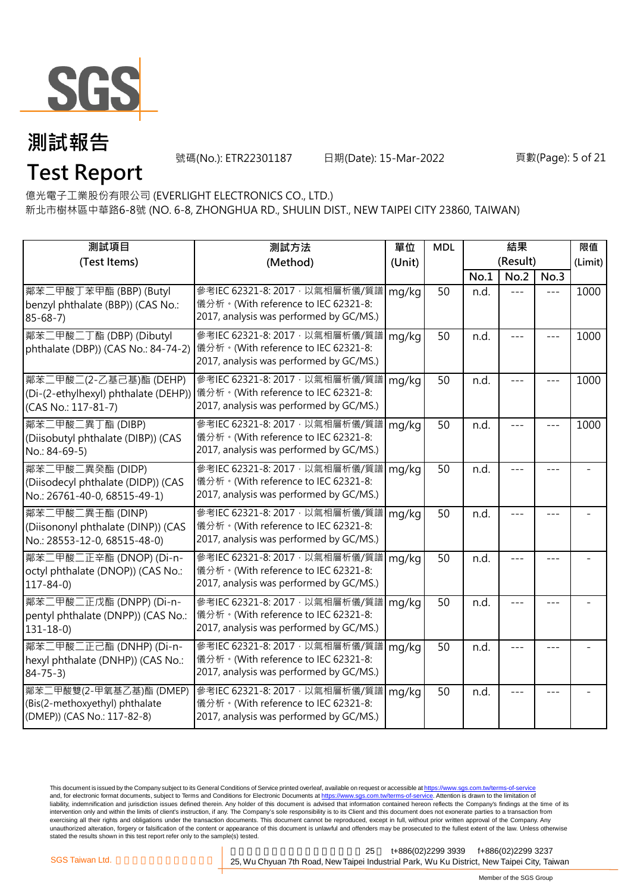# 測試報告

# Test Report

號碼(No.): ETR22301187　　日期(Date): 15-Mar-2022

億光電子工業股份有限公司 (EVERLIGHT ELECTRONICS CO., LTD.)
新北市樹林區中華路6-8號 (NO. 6-8, ZHONGHUA RD., SHULIN DIST., NEW TAIPEI CITY 23860, TAIWAN)

| 測試項目 (Test Items) | 測試方法 (Method) | 單位 (Unit) | MDL | 結果 (Result) | | | 限值 (Limit) |
|---|---|---|---|---|---|---|---|
| | | | | No.1 | No.2 | No.3 | |
| 鄰苯二甲酸丁苯甲酯 (BBP) (Butyl benzyl phthalate (BBP)) (CAS No.: 85-68-7) | 參考IEC 62321-8: 2017，以氣相層析儀/質譜儀分析。(With reference to IEC 62321-8: 2017, analysis was performed by GC/MS.) | mg/kg | 50 | n.d. | --- | --- | 1000 |
| 鄰苯二甲酸二丁酯 (DBP) (Dibutyl phthalate (DBP)) (CAS No.: 84-74-2) | 參考IEC 62321-8: 2017，以氣相層析儀/質譜儀分析。(With reference to IEC 62321-8: 2017, analysis was performed by GC/MS.) | mg/kg | 50 | n.d. | --- | --- | 1000 |
| 鄰苯二甲酸二(2-乙基己基)酯 (DEHP) (Di-(2-ethylhexyl) phthalate (DEHP)) (CAS No.: 117-81-7) | 參考IEC 62321-8: 2017，以氣相層析儀/質譜儀分析。(With reference to IEC 62321-8: 2017, analysis was performed by GC/MS.) | mg/kg | 50 | n.d. | --- | --- | 1000 |
| 鄰苯二甲酸二異丁酯 (DIBP) (Diisobutyl phthalate (DIBP)) (CAS No.: 84-69-5) | 參考IEC 62321-8: 2017，以氣相層析儀/質譜儀分析。(With reference to IEC 62321-8: 2017, analysis was performed by GC/MS.) | mg/kg | 50 | n.d. | --- | --- | 1000 |
| 鄰苯二甲酸二異癸酯 (DIDP) (Diisodecyl phthalate (DIDP)) (CAS No.: 26761-40-0, 68515-49-1) | 參考IEC 62321-8: 2017，以氣相層析儀/質譜儀分析。(With reference to IEC 62321-8: 2017, analysis was performed by GC/MS.) | mg/kg | 50 | n.d. | --- | --- | - |
| 鄰苯二甲酸二異壬酯 (DINP) (Diisononyl phthalate (DINP)) (CAS No.: 28553-12-0, 68515-48-0) | 參考IEC 62321-8: 2017，以氣相層析儀/質譜儀分析。(With reference to IEC 62321-8: 2017, analysis was performed by GC/MS.) | mg/kg | 50 | n.d. | --- | --- | - |
| 鄰苯二甲酸二正辛酯 (DNOP) (Di-n-octyl phthalate (DNOP)) (CAS No.: 117-84-0) | 參考IEC 62321-8: 2017，以氣相層析儀/質譜儀分析。(With reference to IEC 62321-8: 2017, analysis was performed by GC/MS.) | mg/kg | 50 | n.d. | --- | --- | - |
| 鄰苯二甲酸二正戊酯 (DNPP) (Di-n-pentyl phthalate (DNPP)) (CAS No.: 131-18-0) | 參考IEC 62321-8: 2017，以氣相層析儀/質譜儀分析。(With reference to IEC 62321-8: 2017, analysis was performed by GC/MS.) | mg/kg | 50 | n.d. | --- | --- | - |
| 鄰苯二甲酸二正己酯 (DNHP) (Di-n-hexyl phthalate (DNHP)) (CAS No.: 84-75-3) | 參考IEC 62321-8: 2017，以氣相層析儀/質譜儀分析。(With reference to IEC 62321-8: 2017, analysis was performed by GC/MS.) | mg/kg | 50 | n.d. | --- | --- | - |
| 鄰苯二甲酸雙(2-甲氧基乙基)酯 (DMEP) (Bis(2-methoxyethyl) phthalate (DMEP)) (CAS No.: 117-82-8) | 參考IEC 62321-8: 2017，以氣相層析儀/質譜儀分析。(With reference to IEC 62321-8: 2017, analysis was performed by GC/MS.) | mg/kg | 50 | n.d. | --- | --- | - |

This document is issued by the Company subject to its General Conditions of Service printed overleaf, available on request or accessible at https://www.sgs.com.tw/terms-of-service and, for electronic format documents, subject to Terms and Conditions for Electronic Documents at https://www.sgs.com.tw/terms-of-service. Attention is drawn to the limitation of liability, indemnification and jurisdiction issues defined therein. Any holder of this document is advised that information contained hereon reflects the Company's findings at the time of its intervention only and within the limits of client's instruction, if any. The Company's sole responsibility is to its Client and this document does not exonerate parties to a transaction from exercising all their rights and obligations under the transaction documents. This document cannot be reproduced, except in full, without prior written approval of the Company. Any unauthorized alteration, forgery or falsification of the content or appearance of this document is unlawful and offenders may be prosecuted to the fullest extent of the law. Unless otherwise stated the results shown in this test report refer only to the sample(s) tested.

SGS Taiwan Ltd. | 25, Wu Chyuan 7th Road, New Taipei Industrial Park, Wu Ku District, New Taipei City, Taiwan | t+886(02)2299 3939 | f+886(02)2299 3237

Member of the SGS Group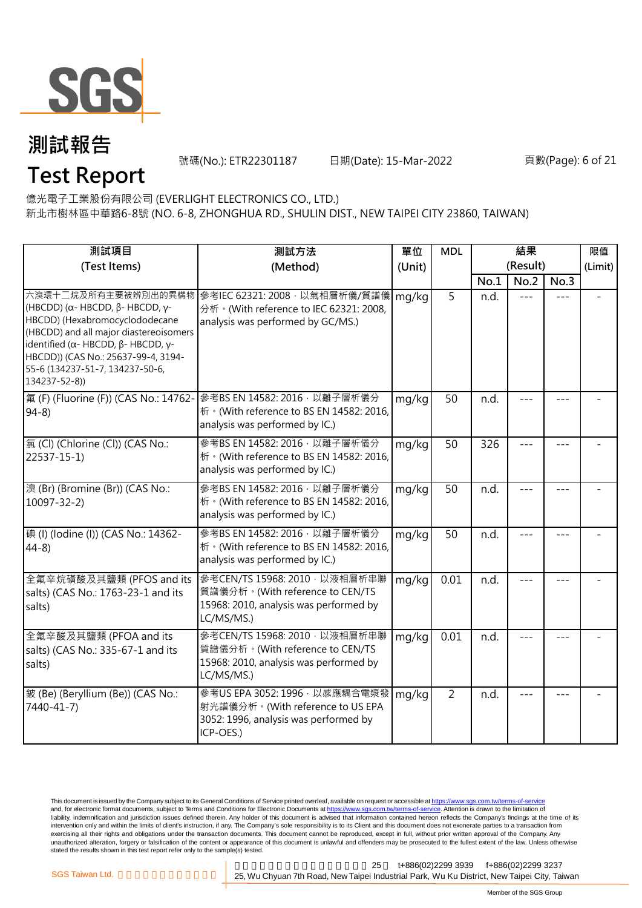# 測試報告
# Test Report

號碼(No.): ETR22301187 日期(Date): 15-Mar-2022

億光電子工業股份有限公司 (EVERLIGHT ELECTRONICS CO., LTD.)
新北市樹林區中華路6-8號 (NO. 6-8, ZHONGHUA RD., SHULIN DIST., NEW TAIPEI CITY 23860, TAIWAN)

| 測試項目 (Test Items) | 測試方法 (Method) | 單位 (Unit) | MDL | 結果 (Result) | | | 限值 (Limit) |
|---|---|---|---|---|---|---|---|
| | | | | No.1 | No.2 | No.3 | |
| 六溴環十二烷及所有主要被辨別出的異構物 (HBCDD) (α- HBCDD, β- HBCDD, γ- HBCDD) (Hexabromocyclododecane (HBCDD) and all major diastereoisomers identified (α- HBCDD, β- HBCDD, γ- HBCDD)) (CAS No.: 25637-99-4, 3194-55-6 (134237-51-7, 134237-50-6, 134237-52-8)) | 參考IEC 62321: 2008，以氣相層析儀/質譜儀分析。(With reference to IEC 62321: 2008, analysis was performed by GC/MS.) | mg/kg | 5 | n.d. | --- | --- | - |
| 氟 (F) (Fluorine (F)) (CAS No.: 14762-94-8) | 參考BS EN 14582: 2016，以離子層析儀分析。(With reference to BS EN 14582: 2016, analysis was performed by IC.) | mg/kg | 50 | n.d. | --- | --- | - |
| 氯 (Cl) (Chlorine (Cl)) (CAS No.: 22537-15-1) | 參考BS EN 14582: 2016，以離子層析儀分析。(With reference to BS EN 14582: 2016, analysis was performed by IC.) | mg/kg | 50 | 326 | --- | --- | - |
| 溴 (Br) (Bromine (Br)) (CAS No.: 10097-32-2) | 參考BS EN 14582: 2016，以離子層析儀分析。(With reference to BS EN 14582: 2016, analysis was performed by IC.) | mg/kg | 50 | n.d. | --- | --- | - |
| 碘 (I) (Iodine (I)) (CAS No.: 14362-44-8) | 參考BS EN 14582: 2016，以離子層析儀分析。(With reference to BS EN 14582: 2016, analysis was performed by IC.) | mg/kg | 50 | n.d. | --- | --- | - |
| 全氟辛烷磺酸及其鹽類 (PFOS and its salts) (CAS No.: 1763-23-1 and its salts) | 參考CEN/TS 15968: 2010，以液相層析串聯質譜儀分析。(With reference to CEN/TS 15968: 2010, analysis was performed by LC/MS/MS.) | mg/kg | 0.01 | n.d. | --- | --- | - |
| 全氟辛酸及其鹽類 (PFOA and its salts) (CAS No.: 335-67-1 and its salts) | 參考CEN/TS 15968: 2010，以液相層析串聯質譜儀分析。(With reference to CEN/TS 15968: 2010, analysis was performed by LC/MS/MS.) | mg/kg | 0.01 | n.d. | --- | --- | - |
| 鈹 (Be) (Beryllium (Be)) (CAS No.: 7440-41-7) | 參考US EPA 3052: 1996，以感應耦合電漿發射光譜儀分析。(With reference to US EPA 3052: 1996, analysis was performed by ICP-OES.) | mg/kg | 2 | n.d. | --- | --- | - |

This document is issued by the Company subject to its General Conditions of Service printed overleaf, available on request or accessible at https://www.sgs.com.tw/terms-of-service and, for electronic format documents, subject to Terms and Conditions for Electronic Documents at https://www.sgs.com.tw/terms-of-service. Attention is drawn to the limitation of liability, indemnification and jurisdiction issues defined therein. Any holder of this document is advised that information contained hereon reflects the Company's findings at the time of its intervention only and within the limits of client's instruction, if any. The Company's sole responsibility is to its Client and this document does not exonerate parties to a transaction from exercising all their rights and obligations under the transaction documents. This document cannot be reproduced, except in full, without prior written approval of the Company. Any unauthorized alteration, forgery or falsification of the content or appearance of this document is unlawful and offenders may be prosecuted to the fullest extent of the law. Unless otherwise stated the results shown in this test report refer only to the sample(s) tested.

SGS Taiwan Ltd. 25 t+886(02)2299 3939 f+886(02)2299 3237
25, Wu Chyuan 7th Road, New Taipei Industrial Park, Wu Ku District, New Taipei City, Taiwan

Member of the SGS Group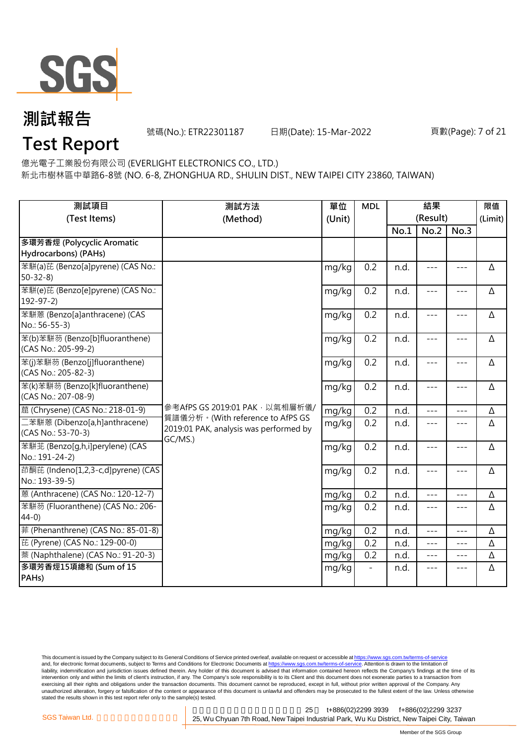# 測試報告

# Test Report

號碼(No.): ETR22301187　　日期(Date): 15-Mar-2022

億光電子工業股份有限公司 (EVERLIGHT ELECTRONICS CO., LTD.)
新北市樹林區中華路6-8號 (NO. 6-8, ZHONGHUA RD., SHULIN DIST., NEW TAIPEI CITY 23860, TAIWAN)

| 測試項目 (Test Items) | 測試方法 (Method) | 單位 (Unit) | MDL | 結果 (Result) | | | 限值 (Limit) |
|---|---|---|---|---|---|---|---|
| | | | | No.1 | No.2 | No.3 | |
| **多環芳香烴 (Polycyclic Aromatic Hydrocarbons) (PAHs)** | | | | | | | |
| 苯駢(a)芘 (Benzo[a]pyrene) (CAS No.: 50-32-8) | 參考AfPS GS 2019:01 PAK，以氣相層析儀/質譜儀分析。(With reference to AfPS GS 2019:01 PAK, analysis was performed by GC/MS.) | mg/kg | 0.2 | n.d. | --- | --- | Δ |
| 苯駢(e)芘 (Benzo[e]pyrene) (CAS No.: 192-97-2) | | mg/kg | 0.2 | n.d. | --- | --- | Δ |
| 苯駢蒽 (Benzo[a]anthracene) (CAS No.: 56-55-3) | | mg/kg | 0.2 | n.d. | --- | --- | Δ |
| 苯(b)苯駢芴 (Benzo[b]fluoranthene) (CAS No.: 205-99-2) | | mg/kg | 0.2 | n.d. | --- | --- | Δ |
| 苯(j)苯駢芴 (Benzo[j]fluoranthene) (CAS No.: 205-82-3) | | mg/kg | 0.2 | n.d. | --- | --- | Δ |
| 苯(k)苯駢芴 (Benzo[k]fluoranthene) (CAS No.: 207-08-9) | | mg/kg | 0.2 | n.d. | --- | --- | Δ |
| 䓛 (Chrysene) (CAS No.: 218-01-9) | | mg/kg | 0.2 | n.d. | --- | --- | Δ |
| 二苯駢蒽 (Dibenzo[a,h]anthracene) (CAS No.: 53-70-3) | | mg/kg | 0.2 | n.d. | --- | --- | Δ |
| 苯駢苝 (Benzo[g,h,i]perylene) (CAS No.: 191-24-2) | | mg/kg | 0.2 | n.d. | --- | --- | Δ |
| 茚酮芘 (Indeno[1,2,3-c,d]pyrene) (CAS No.: 193-39-5) | | mg/kg | 0.2 | n.d. | --- | --- | Δ |
| 蒽 (Anthracene) (CAS No.: 120-12-7) | | mg/kg | 0.2 | n.d. | --- | --- | Δ |
| 苯駢芴 (Fluoranthene) (CAS No.: 206-44-0) | | mg/kg | 0.2 | n.d. | --- | --- | Δ |
| 菲 (Phenanthrene) (CAS No.: 85-01-8) | | mg/kg | 0.2 | n.d. | --- | --- | Δ |
| 芘 (Pyrene) (CAS No.: 129-00-0) | | mg/kg | 0.2 | n.d. | --- | --- | Δ |
| 萘 (Naphthalene) (CAS No.: 91-20-3) | | mg/kg | 0.2 | n.d. | --- | --- | Δ |
| **多環芳香烴15項總和 (Sum of 15 PAHs)** | | mg/kg | - | n.d. | --- | --- | Δ |

This document is issued by the Company subject to its General Conditions of Service printed overleaf, available on request or accessible at https://www.sgs.com.tw/terms-of-service and, for electronic format documents, subject to Terms and Conditions for Electronic Documents at https://www.sgs.com.tw/terms-of-service. Attention is drawn to the limitation of liability, indemnification and jurisdiction issues defined therein. Any holder of this document is advised that information contained hereon reflects the Company's findings at the time of its intervention only and within the limits of client's instruction, if any. The Company's sole responsibility is to its Client and this document does not exonerate parties to a transaction from exercising all their rights and obligations under the transaction documents. This document cannot be reproduced, except in full, without prior written approval of the Company. Any unauthorized alteration, forgery or falsification of the content or appearance of this document is unlawful and offenders may be prosecuted to the fullest extent of the law. Unless otherwise stated the results shown in this test report refer only to the sample(s) tested.

SGS Taiwan Ltd. | 25, Wu Chyuan 7th Road, New Taipei Industrial Park, Wu Ku District, New Taipei City, Taiwan | t+886(02)2299 3939 f+886(02)2299 3237

Member of the SGS Group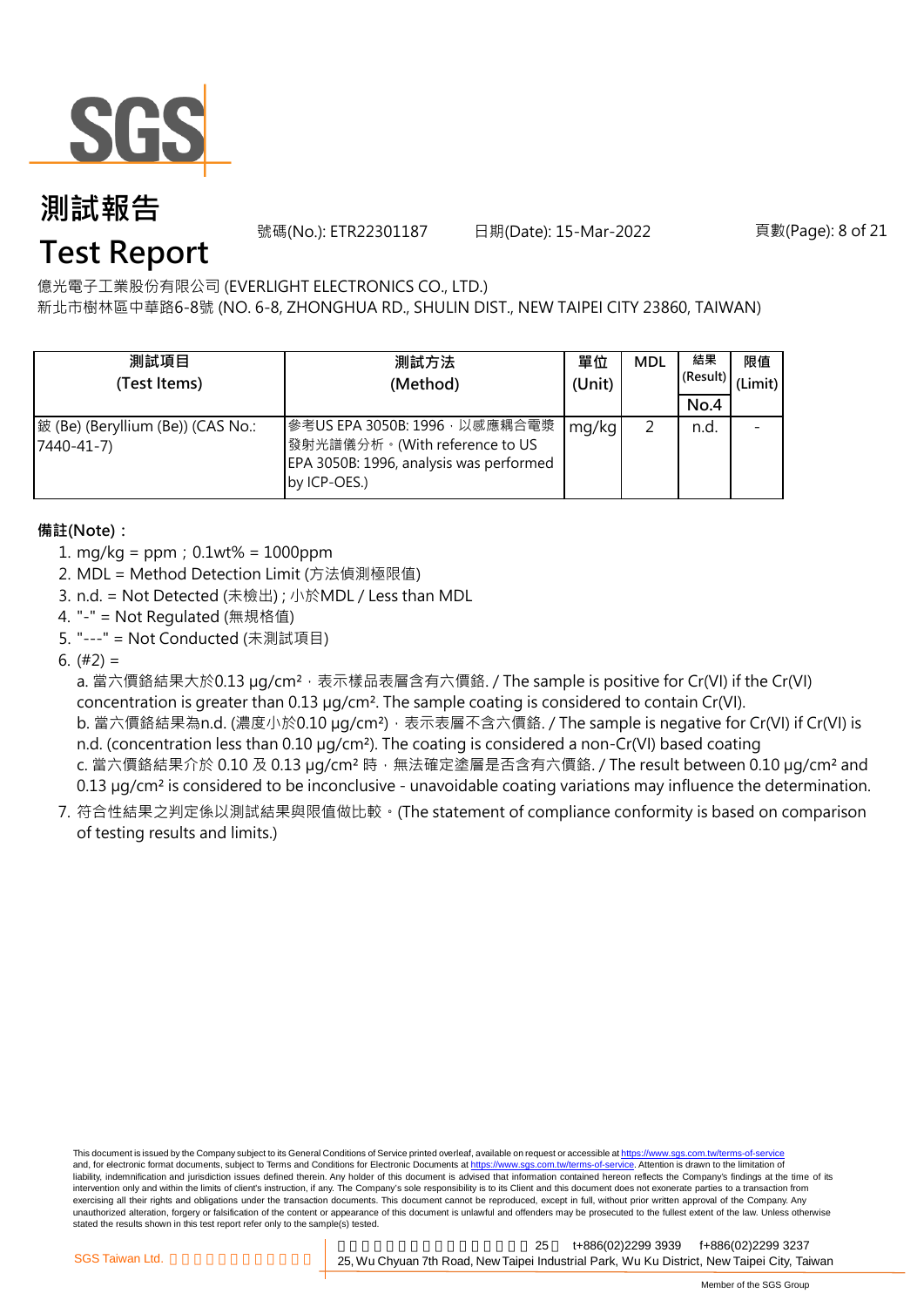# 測試報告

# Test Report

號碼(No.): ETR22301187　　日期(Date): 15-Mar-2022

億光電子工業股份有限公司 (EVERLIGHT ELECTRONICS CO., LTD.)
新北市樹林區中華路6-8號 (NO. 6-8, ZHONGHUA RD., SHULIN DIST., NEW TAIPEI CITY 23860, TAIWAN)

| 測試項目 (Test Items) | 測試方法 (Method) | 單位 (Unit) | MDL | 結果 (Result) | 限值 (Limit) |
|---|---|---|---|---|---|
| | | | | No.4 | |
| 鈹 (Be) (Beryllium (Be)) (CAS No.: 7440-41-7) | 參考US EPA 3050B: 1996，以感應耦合電漿發射光譜儀分析。(With reference to US EPA 3050B: 1996, analysis was performed by ICP-OES.) | mg/kg | 2 | n.d. | - |

**備註(Note)：**

1. mg/kg = ppm；0.1wt% = 1000ppm
2. MDL = Method Detection Limit (方法偵測極限值)
3. n.d. = Not Detected (未檢出) ; 小於MDL / Less than MDL
4. "-" = Not Regulated (無規格值)
5. "---" = Not Conducted (未測試項目)
6. (#2) =
   a. 當六價鉻結果大於0.13 μg/cm²，表示樣品表層含有六價鉻. / The sample is positive for Cr(VI) if the Cr(VI) concentration is greater than 0.13 μg/cm². The sample coating is considered to contain Cr(VI).
   b. 當六價鉻結果為n.d. (濃度小於0.10 μg/cm²)，表示表層不含六價鉻. / The sample is negative for Cr(VI) if Cr(VI) is n.d. (concentration less than 0.10 μg/cm²). The coating is considered a non-Cr(VI) based coating
   c. 當六價鉻結果介於 0.10 及 0.13 μg/cm² 時，無法確定塗層是否含有六價鉻. / The result between 0.10 μg/cm² and 0.13 μg/cm² is considered to be inconclusive - unavoidable coating variations may influence the determination.
7. 符合性結果之判定係以測試結果與限值做比較。(The statement of compliance conformity is based on comparison of testing results and limits.)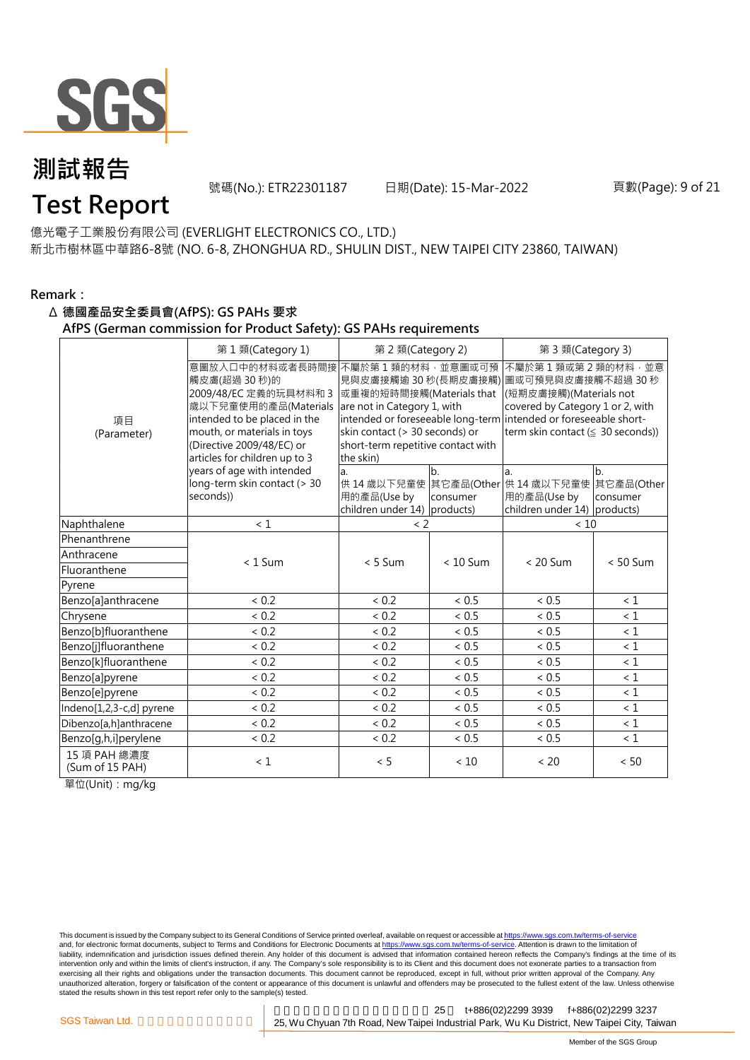# 測試報告
# Test Report

號碼(No.): ETR22301187　　日期(Date): 15-Mar-2022

億光電子工業股份有限公司 (EVERLIGHT ELECTRONICS CO., LTD.)
新北市樹林區中華路6-8號 (NO. 6-8, ZHONGHUA RD., SHULIN DIST., NEW TAIPEI CITY 23860, TAIWAN)

**Remark：**

**Δ 德國產品安全委員會(AfPS): GS PAHs 要求**
**AfPS (German commission for Product Safety): GS PAHs requirements**

| 項目 (Parameter) | 第 1 類(Category 1) | 第 2 類(Category 2) | | 第 3 類(Category 3) | |
|---|---|---|---|---|---|
| | 意圖放入口中的材料或者長時間接觸皮膚(超過 30 秒)的 2009/48/EC 定義的玩具材料和 3 歲以下兒童使用的產品(Materials intended to be placed in the mouth, or materials in toys (Directive 2009/48/EC) or articles for children up to 3 years of age with intended long-term skin contact (> 30 seconds)) | 不屬於第 1 類的材料，並意圖或可預見與皮膚接觸逾 30 秒(長期皮膚接觸)或重複的短時間接觸(Materials that are not in Category 1, with intended or foreseeable long-term skin contact (> 30 seconds) or short-term repetitive contact with the skin) | | 不屬於第 1 類或第 2 類的材料，並意圖或可預見與皮膚接觸不超過 30 秒(短期皮膚接觸)(Materials not covered by Category 1 or 2, with intended or foreseeable short-term skin contact (≦ 30 seconds)) | |
| | | a. 供 14 歲以下兒童使用的產品(Use by children under 14) | b. 其它產品(Other consumer products) | a. 供 14 歲以下兒童使用的產品(Use by children under 14) | b. 其它產品(Other consumer products) |
| Naphthalene | < 1 | < 2 | | < 10 | |
| Phenanthrene | < 1 Sum | < 5 Sum | < 10 Sum | < 20 Sum | < 50 Sum |
| Anthracene | | | | | |
| Fluoranthene | | | | | |
| Pyrene | | | | | |
| Benzo[a]anthracene | < 0.2 | < 0.2 | < 0.5 | < 0.5 | < 1 |
| Chrysene | < 0.2 | < 0.2 | < 0.5 | < 0.5 | < 1 |
| Benzo[b]fluoranthene | < 0.2 | < 0.2 | < 0.5 | < 0.5 | < 1 |
| Benzo[j]fluoranthene | < 0.2 | < 0.2 | < 0.5 | < 0.5 | < 1 |
| Benzo[k]fluoranthene | < 0.2 | < 0.2 | < 0.5 | < 0.5 | < 1 |
| Benzo[a]pyrene | < 0.2 | < 0.2 | < 0.5 | < 0.5 | < 1 |
| Benzo[e]pyrene | < 0.2 | < 0.2 | < 0.5 | < 0.5 | < 1 |
| Indeno[1,2,3-c,d] pyrene | < 0.2 | < 0.2 | < 0.5 | < 0.5 | < 1 |
| Dibenzo[a,h]anthracene | < 0.2 | < 0.2 | < 0.5 | < 0.5 | < 1 |
| Benzo[g,h,i]perylene | < 0.2 | < 0.2 | < 0.5 | < 0.5 | < 1 |
| 15 項 PAH 總濃度 (Sum of 15 PAH) | < 1 | < 5 | < 10 | < 20 | < 50 |

單位(Unit)：mg/kg

This document is issued by the Company subject to its General Conditions of Service printed overleaf, available on request or accessible at https://www.sgs.com.tw/terms-of-service and, for electronic format documents, subject to Terms and Conditions for Electronic Documents at https://www.sgs.com.tw/terms-of-service. Attention is drawn to the limitation of liability, indemnification and jurisdiction issues defined therein. Any holder of this document is advised that information contained hereon reflects the Company's findings at the time of its intervention only and within the limits of client's instruction, if any. The Company's sole responsibility is to its Client and this document does not exonerate parties to a transaction from exercising all their rights and obligations under the transaction documents. This document cannot be reproduced, except in full, without prior written approval of the Company. Any unauthorized alteration, forgery or falsification of the content or appearance of this document is unlawful and offenders may be prosecuted to the fullest extent of the law. Unless otherwise stated the results shown in this test report refer only to the sample(s) tested.

SGS Taiwan Ltd. | 25, Wu Chyuan 7th Road, New Taipei Industrial Park, Wu Ku District, New Taipei City, Taiwan | t+886(02)2299 3939 | f+886(02)2299 3237

Member of the SGS Group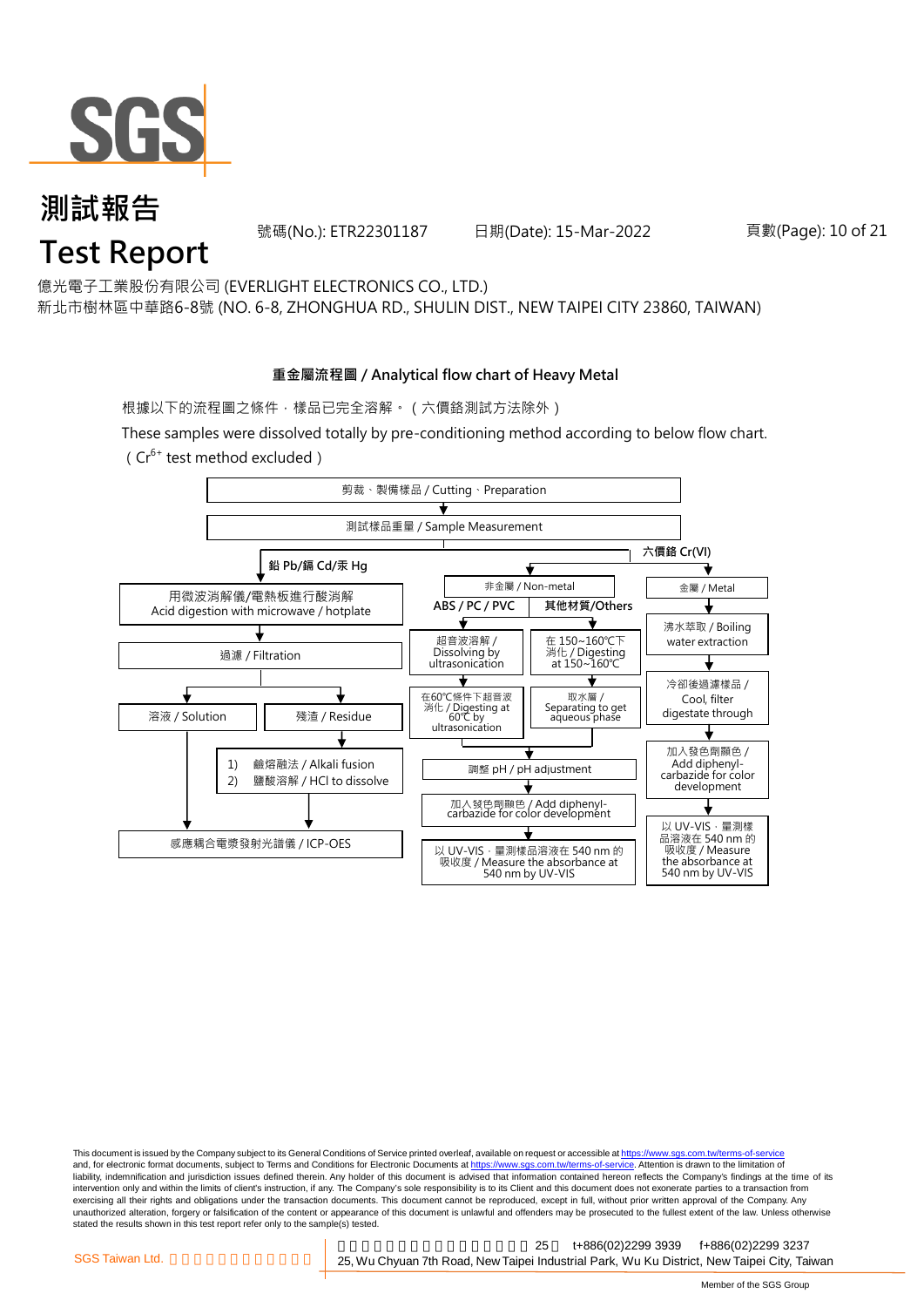# 測試報告
# Test Report

號碼(No.): ETR22301187　　日期(Date): 15-Mar-2022

億光電子工業股份有限公司 (EVERLIGHT ELECTRONICS CO., LTD.)
新北市樹林區中華路6-8號 (NO. 6-8, ZHONGHUA RD., SHULIN DIST., NEW TAIPEI CITY 23860, TAIWAN)

## 重金屬流程圖 / Analytical flow chart of Heavy Metal

根據以下的流程圖之條件，樣品已完全溶解。（六價鉻測試方法除外）

These samples were dissolved totally by pre-conditioning method according to below flow chart.
（$Cr^{6+}$ test method excluded）

剪裁、製備樣品 / Cutting、Preparation
↓
測試樣品重量 / Sample Measurement

**鉛 Pb/鎘 Cd/汞 Hg**
- 用微波消解儀/電熱板進行酸消解 / Acid digestion with microwave / hotplate
- ↓ 過濾 / Filtration
- ↓ 溶液 / Solution → 感應耦合電漿發射光譜儀 / ICP-OES
- ↓ 殘渣 / Residue → 1) 鹼熔融法 / Alkali fusion 2) 鹽酸溶解 / HCl to dissolve → 感應耦合電漿發射光譜儀 / ICP-OES

**六價鉻 Cr(VI)**

非金屬 / Non-metal
- **ABS / PC / PVC**: 超音波溶解 / Dissolving by ultrasonication → 在60℃條件下超音波消化 / Digesting at 60℃ by ultrasonication
- **其他材質/Others**: 在 150~160℃下消化 / Digesting at 150~160℃ → 取水層 / Separating to get aqueous phase
- ↓ 調整 pH / pH adjustment
- ↓ 加入發色劑顯色 / Add diphenyl-carbazide for color development
- ↓ 以 UV-VIS，量測樣品溶液在 540 nm 的吸收度 / Measure the absorbance at 540 nm by UV-VIS

金屬 / Metal
- 沸水萃取 / Boiling water extraction
- ↓ 冷卻後過濾樣品 / Cool, filter digestate through
- ↓ 加入發色劑顯色 / Add diphenyl-carbazide for color development
- ↓ 以 UV-VIS，量測樣品溶液在 540 nm 的吸收度 / Measure the absorbance at 540 nm by UV-VIS

This document is issued by the Company subject to its General Conditions of Service printed overleaf, available on request or accessible at https://www.sgs.com.tw/terms-of-service and, for electronic format documents, subject to Terms and Conditions for Electronic Documents at https://www.sgs.com.tw/terms-of-service. Attention is drawn to the limitation of liability, indemnification and jurisdiction issues defined therein. Any holder of this document is advised that information contained hereon reflects the Company's findings at the time of its intervention only and within the limits of client's instruction, if any. The Company's sole responsibility is to its Client and this document does not exonerate parties to a transaction from exercising all their rights and obligations under the transaction documents. This document cannot be reproduced, except in full, without prior written approval of the Company. Any unauthorized alteration, forgery or falsification of the content or appearance of this document is unlawful and offenders may be prosecuted to the fullest extent of the law. Unless otherwise stated the results shown in this test report refer only to the sample(s) tested.

SGS Taiwan Ltd. | 25, Wu Chyuan 7th Road, New Taipei Industrial Park, Wu Ku District, New Taipei City, Taiwan | t+886(02)2299 3939 f+886(02)2299 3237

Member of the SGS Group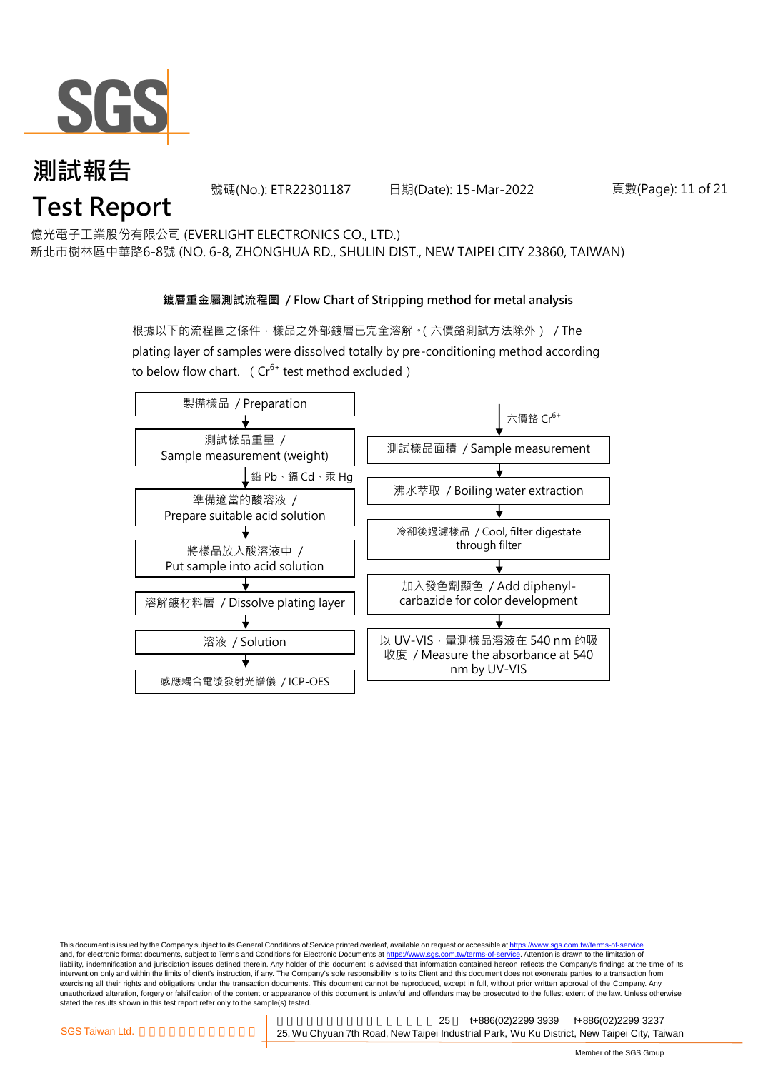# 測試報告
# Test Report

號碼(No.): ETR22301187　　日期(Date): 15-Mar-2022

億光電子工業股份有限公司 (EVERLIGHT ELECTRONICS CO., LTD.)
新北市樹林區中華路6-8號 (NO. 6-8, ZHONGHUA RD., SHULIN DIST., NEW TAIPEI CITY 23860, TAIWAN)

**鍍層重金屬測試流程圖 / Flow Chart of Stripping method for metal analysis**

根據以下的流程圖之條件，樣品之外部鍍層已完全溶解。( 六價鉻測試方法除外 ) / The plating layer of samples were dissolved totally by pre-conditioning method according to below flow chart. ( $Cr^{6+}$ test method excluded )

製備樣品 / Preparation

鉛 Pb、鎘 Cd、汞 Hg:

1. 測試樣品重量 / Sample measurement (weight)
2. 準備適當的酸溶液 / Prepare suitable acid solution
3. 將樣品放入酸溶液中 / Put sample into acid solution
4. 溶解鍍材料層 / Dissolve plating layer
5. 溶液 / Solution
6. 感應耦合電漿發射光譜儀 / ICP-OES

六價鉻 $Cr^{6+}$:

1. 測試樣品面積 / Sample measurement
2. 沸水萃取 / Boiling water extraction
3. 冷卻後過濾樣品 / Cool, filter digestate through filter
4. 加入發色劑顯色 / Add diphenyl-carbazide for color development
5. 以 UV-VIS，量測樣品溶液在 540 nm 的吸收度 / Measure the absorbance at 540 nm by UV-VIS

This document is issued by the Company subject to its General Conditions of Service printed overleaf, available on request or accessible at https://www.sgs.com.tw/terms-of-service and, for electronic format documents, subject to Terms and Conditions for Electronic Documents at https://www.sgs.com.tw/terms-of-service. Attention is drawn to the limitation of liability, indemnification and jurisdiction issues defined therein. Any holder of this document is advised that information contained hereon reflects the Company's findings at the time of its intervention only and within the limits of client's instruction, if any. The Company's sole responsibility is to its Client and this document does not exonerate parties to a transaction from exercising all their rights and obligations under the transaction documents. This document cannot be reproduced, except in full, without prior written approval of the Company. Any unauthorized alteration, forgery or falsification of the content or appearance of this document is unlawful and offenders may be prosecuted to the fullest extent of the law. Unless otherwise stated the results shown in this test report refer only to the sample(s) tested.

SGS Taiwan Ltd. | 25, Wu Chyuan 7th Road, New Taipei Industrial Park, Wu Ku District, New Taipei City, Taiwan | t+886(02)2299 3939 | f+886(02)2299 3237

Member of the SGS Group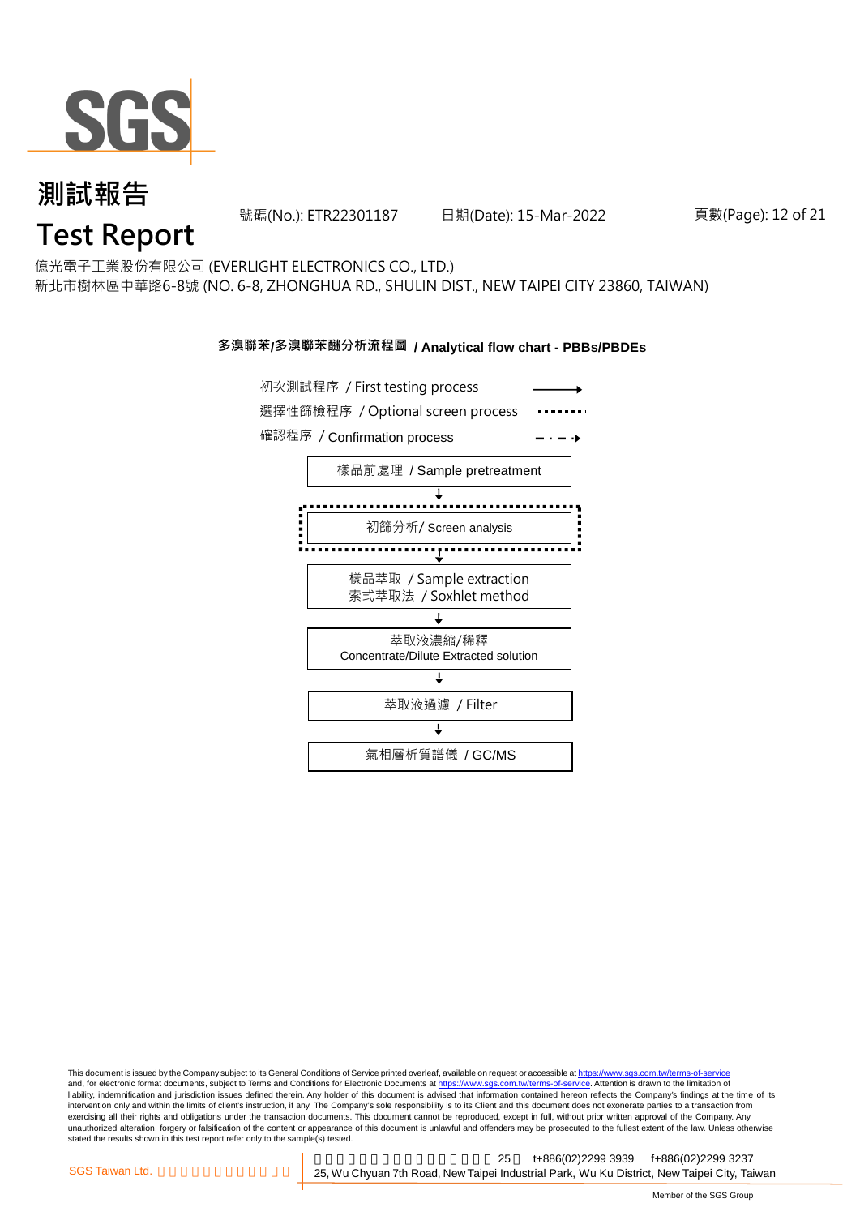# 測試報告
# Test Report

號碼(No.): ETR22301187　　日期(Date): 15-Mar-2022

億光電子工業股份有限公司 (EVERLIGHT ELECTRONICS CO., LTD.)
新北市樹林區中華路6-8號 (NO. 6-8, ZHONGHUA RD., SHULIN DIST., NEW TAIPEI CITY 23860, TAIWAN)

**多溴聯苯/多溴聯苯醚分析流程圖 / Analytical flow chart - PBBs/PBDEs**

初次測試程序 / First testing process ⟶
選擇性篩檢程序 / Optional screen process ·······
確認程序 / Confirmation process - · - ·▸

樣品前處理 / Sample pretreatment
↓
初篩分析/ Screen analysis
↓
樣品萃取 / Sample extraction
索式萃取法 / Soxhlet method
↓
萃取液濃縮/稀釋
Concentrate/Dilute Extracted solution
↓
萃取液過濾 / Filter
↓
氣相層析質譜儀 / GC/MS

This document is issued by the Company subject to its General Conditions of Service printed overleaf, available on request or accessible at https://www.sgs.com.tw/terms-of-service and, for electronic format documents, subject to Terms and Conditions for Electronic Documents at https://www.sgs.com.tw/terms-of-service. Attention is drawn to the limitation of liability, indemnification and jurisdiction issues defined therein. Any holder of this document is advised that information contained hereon reflects the Company's findings at the time of its intervention only and within the limits of client's instruction, if any. The Company's sole responsibility is to its Client and this document does not exonerate parties to a transaction from exercising all their rights and obligations under the transaction documents. This document cannot be reproduced, except in full, without prior written approval of the Company. Any unauthorized alteration, forgery or falsification of the content or appearance of this document is unlawful and offenders may be prosecuted to the fullest extent of the law. Unless otherwise stated the results shown in this test report refer only to the sample(s) tested.

SGS Taiwan Ltd. | 25, Wu Chyuan 7th Road, New Taipei Industrial Park, Wu Ku District, New Taipei City, Taiwan | t+886(02)2299 3939 | f+886(02)2299 3237

Member of the SGS Group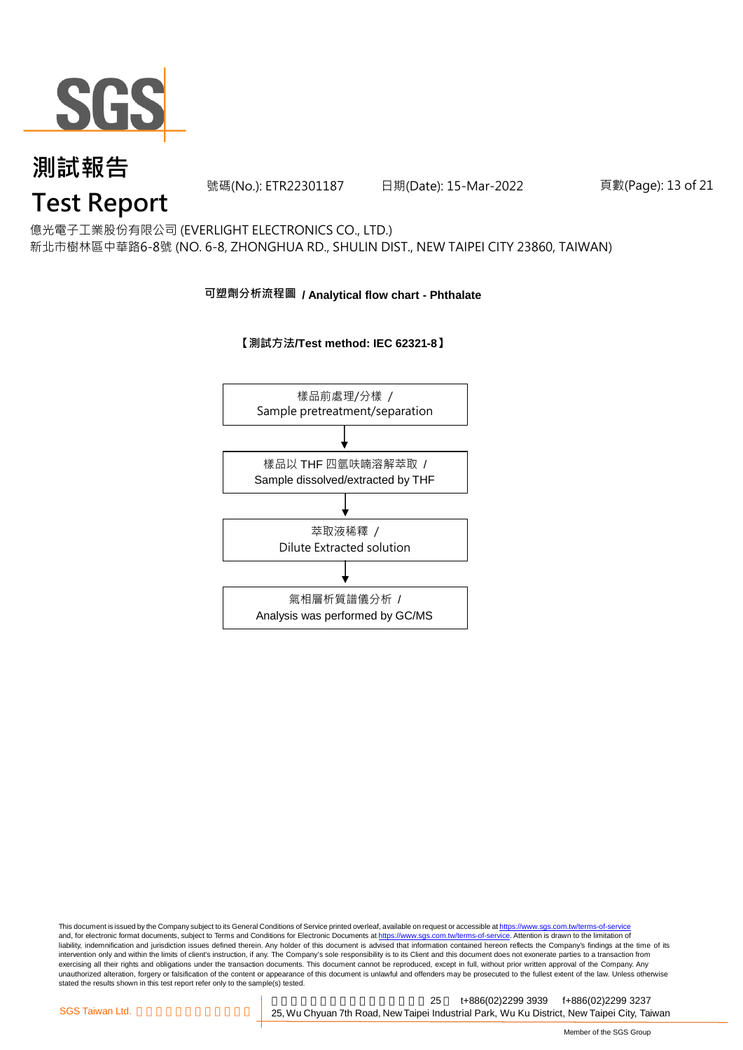億光電子工業股份有限公司 (EVERLIGHT ELECTRONICS CO., LTD.)
新北市樹林區中華路6-8號 (NO. 6-8, ZHONGHUA RD., SHULIN DIST., NEW TAIPEI CITY 23860, TAIWAN)

## 可塑劑分析流程圖 / Analytical flow chart - Phthalate

**【測試方法/Test method: IEC 62321-8】**

樣品前處理/分樣 / Sample pretreatment/separation

↓

樣品以 THF 四氫呋喃溶解萃取 / Sample dissolved/extracted by THF

↓

萃取液稀釋 / Dilute Extracted solution

↓

氣相層析質譜儀分析 / Analysis was performed by GC/MS

This document is issued by the Company subject to its General Conditions of Service printed overleaf, available on request or accessible at https://www.sgs.com.tw/terms-of-service and, for electronic format documents, subject to Terms and Conditions for Electronic Documents at https://www.sgs.com.tw/terms-of-service. Attention is drawn to the limitation of liability, indemnification and jurisdiction issues defined therein. Any holder of this document is advised that information contained hereon reflects the Company's findings at the time of its intervention only and within the limits of client's instruction, if any. The Company's sole responsibility is to its Client and this document does not exonerate parties to a transaction from exercising all their rights and obligations under the transaction documents. This document cannot be reproduced, except in full, without prior written approval of the Company. Any unauthorized alteration, forgery or falsification of the content or appearance of this document is unlawful and offenders may be prosecuted to the fullest extent of the law. Unless otherwise stated the results shown in this test report refer only to the sample(s) tested.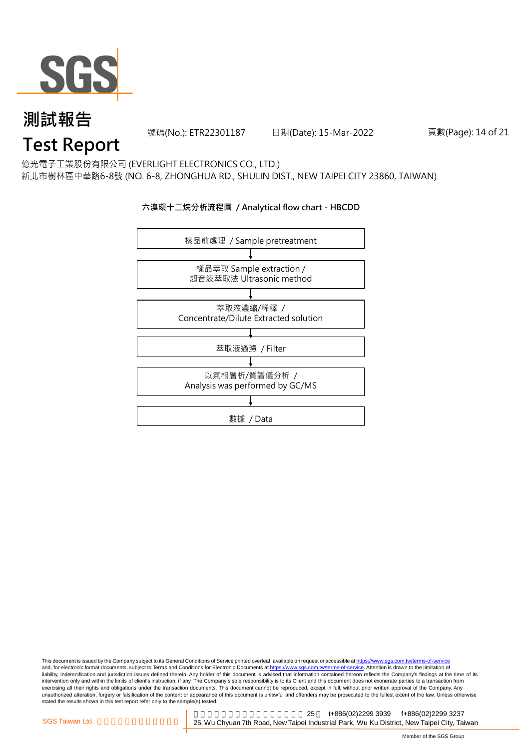# 測試報告

# Test Report

號碼(No.): ETR22301187　　日期(Date): 15-Mar-2022

億光電子工業股份有限公司 (EVERLIGHT ELECTRONICS CO., LTD.)
新北市樹林區中華路6-8號 (NO. 6-8, ZHONGHUA RD., SHULIN DIST., NEW TAIPEI CITY 23860, TAIWAN)

**六溴環十二烷分析流程圖 / Analytical flow chart - HBCDD**

樣品前處理 / Sample pretreatment

↓

樣品萃取 Sample extraction /
超音波萃取法 Ultrasonic method

↓

萃取液濃縮/稀釋 /
Concentrate/Dilute Extracted solution

↓

萃取液過濾 / Filter

↓

以氣相層析/質譜儀分析 /
Analysis was performed by GC/MS

↓

數據 / Data

This document is issued by the Company subject to its General Conditions of Service printed overleaf, available on request or accessible at https://www.sgs.com.tw/terms-of-service and, for electronic format documents, subject to Terms and Conditions for Electronic Documents at https://www.sgs.com.tw/terms-of-service. Attention is drawn to the limitation of liability, indemnification and jurisdiction issues defined therein. Any holder of this document is advised that information contained hereon reflects the Company's findings at the time of its intervention only and within the limits of client's instruction, if any. The Company's sole responsibility is to its Client and this document does not exonerate parties to a transaction from exercising all their rights and obligations under the transaction documents. This document cannot be reproduced, except in full, without prior written approval of the Company. Any unauthorized alteration, forgery or falsification of the content or appearance of this document is unlawful and offenders may be prosecuted to the fullest extent of the law. Unless otherwise stated the results shown in this test report refer only to the sample(s) tested.

SGS Taiwan Ltd. | 25, Wu Chyuan 7th Road, New Taipei Industrial Park, Wu Ku District, New Taipei City, Taiwan t+886(02)2299 3939 f+886(02)2299 3237

Member of the SGS Group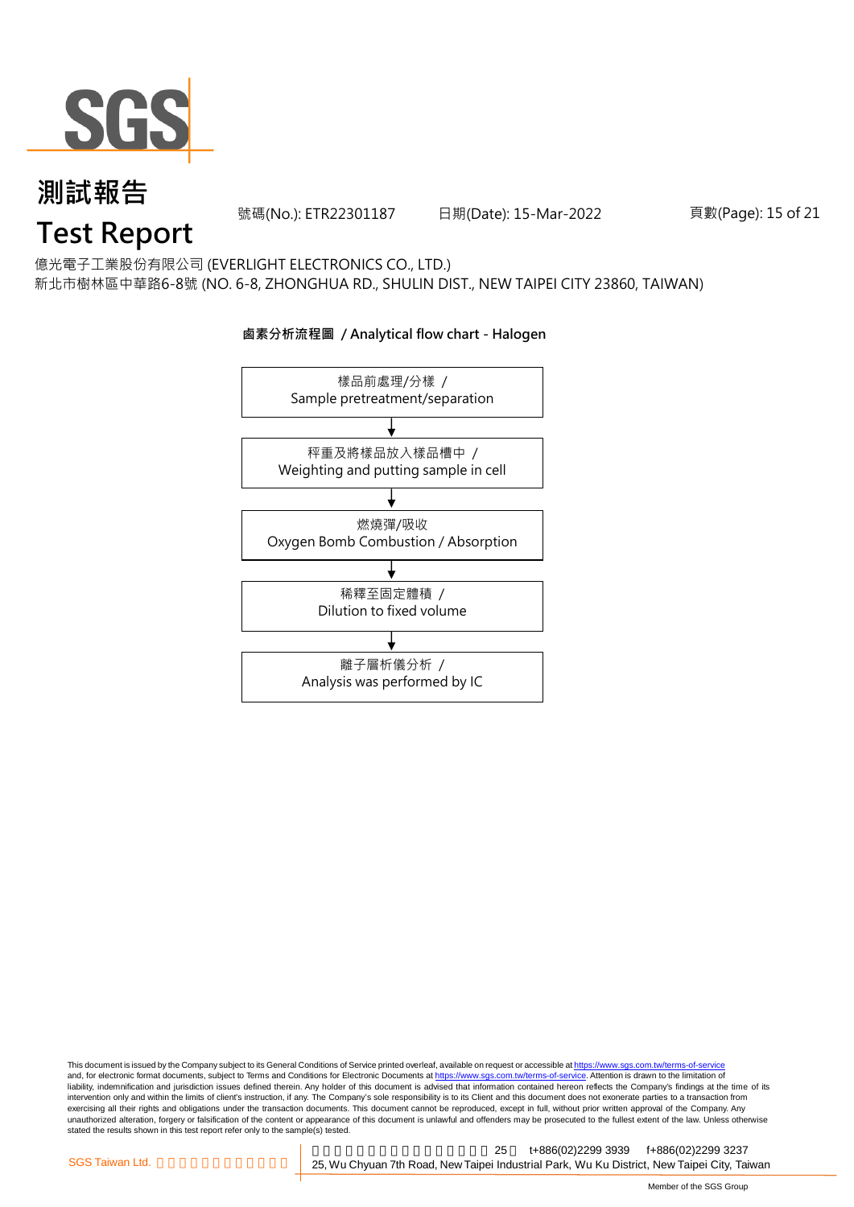億光電子工業股份有限公司 (EVERLIGHT ELECTRONICS CO., LTD.)
新北市樹林區中華路6-8號 (NO. 6-8, ZHONGHUA RD., SHULIN DIST., NEW TAIPEI CITY 23860, TAIWAN)

**鹵素分析流程圖 / Analytical flow chart - Halogen**

樣品前處理/分樣 / Sample pretreatment/separation

↓

秤重及將樣品放入樣品槽中 / Weighting and putting sample in cell

↓

燃燒彈/吸收 Oxygen Bomb Combustion / Absorption

↓

稀釋至固定體積 / Dilution to fixed volume

↓

離子層析儀分析 / Analysis was performed by IC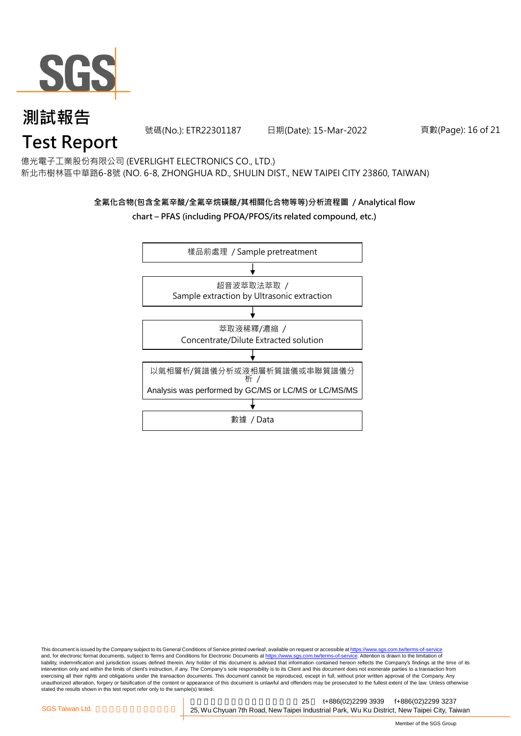# 測試報告

# Test Report

號碼(No.): ETR22301187　　日期(Date): 15-Mar-2022

億光電子工業股份有限公司 (EVERLIGHT ELECTRONICS CO., LTD.)
新北市樹林區中華路6-8號 (NO. 6-8, ZHONGHUA RD., SHULIN DIST., NEW TAIPEI CITY 23860, TAIWAN)

**全氟化合物(包含全氟辛酸/全氟辛烷磺酸/其相關化合物等等)分析流程圖 / Analytical flow chart – PFAS (including PFOA/PFOS/its related compound, etc.)**

樣品前處理 / Sample pretreatment

↓

超音波萃取法萃取 /
Sample extraction by Ultrasonic extraction

↓

萃取液稀釋/濃縮 /
Concentrate/Dilute Extracted solution

↓

以氣相層析/質譜儀分析或液相層析質譜儀或串聯質譜儀分析 /
Analysis was performed by GC/MS or LC/MS or LC/MS/MS

↓

數據 / Data

This document is issued by the Company subject to its General Conditions of Service printed overleaf, available on request or accessible at https://www.sgs.com.tw/terms-of-service and, for electronic format documents, subject to Terms and Conditions for Electronic Documents at https://www.sgs.com.tw/terms-of-service. Attention is drawn to the limitation of liability, indemnification and jurisdiction issues defined therein. Any holder of this document is advised that information contained hereon reflects the Company's findings at the time of its intervention only and within the limits of client's instruction, if any. The Company's sole responsibility is to its Client and this document does not exonerate parties to a transaction from exercising all their rights and obligations under the transaction documents. This document cannot be reproduced, except in full, without prior written approval of the Company. Any unauthorized alteration, forgery or falsification of the content or appearance of this document is unlawful and offenders may be prosecuted to the fullest extent of the law. Unless otherwise stated the results shown in this test report refer only to the sample(s) tested.

SGS Taiwan Ltd. 25, Wu Chyuan 7th Road, New Taipei Industrial Park, Wu Ku District, New Taipei City, Taiwan t+886(02)2299 3939 f+886(02)2299 3237

Member of the SGS Group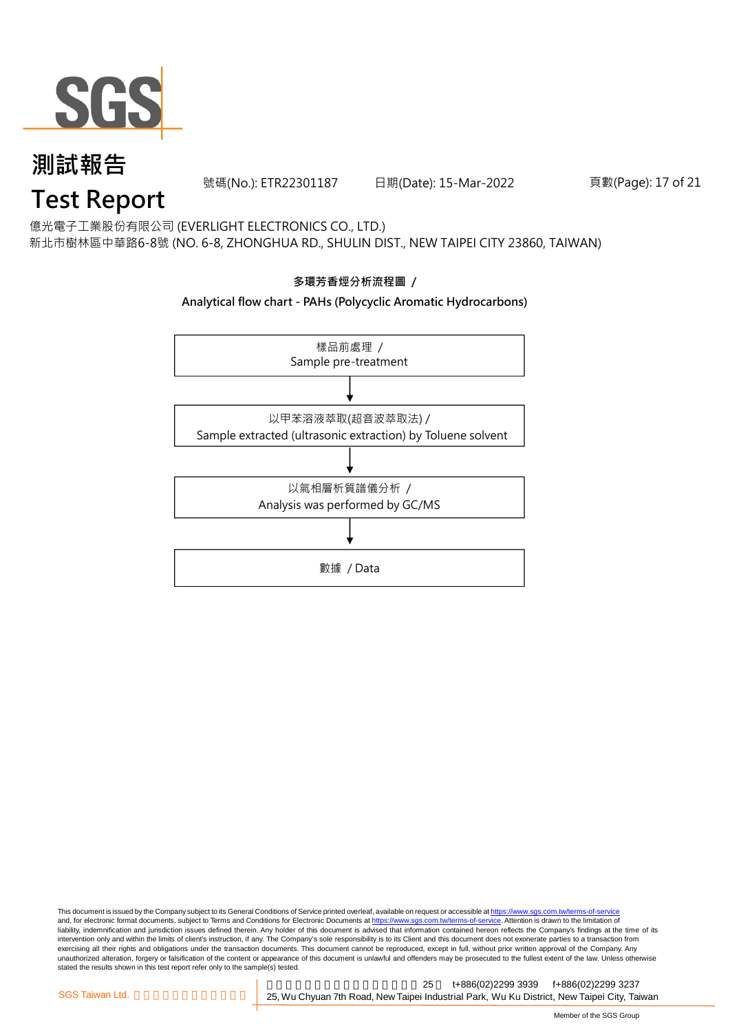# 測試報告

# Test Report

號碼(No.): ETR22301187　　日期(Date): 15-Mar-2022

億光電子工業股份有限公司 (EVERLIGHT ELECTRONICS CO., LTD.)
新北市樹林區中華路6-8號 (NO. 6-8, ZHONGHUA RD., SHULIN DIST., NEW TAIPEI CITY 23860, TAIWAN)

**多環芳香烴分析流程圖 /**

**Analytical flow chart - PAHs (Polycyclic Aromatic Hydrocarbons)**

樣品前處理 /
Sample pre-treatment

↓

以甲苯溶液萃取(超音波萃取法) /
Sample extracted (ultrasonic extraction) by Toluene solvent

↓

以氣相層析質譜儀分析 /
Analysis was performed by GC/MS

↓

數據 / Data

This document is issued by the Company subject to its General Conditions of Service printed overleaf, available on request or accessible at https://www.sgs.com.tw/terms-of-service and, for electronic format documents, subject to Terms and Conditions for Electronic Documents at https://www.sgs.com.tw/terms-of-service. Attention is drawn to the limitation of liability, indemnification and jurisdiction issues defined therein. Any holder of this document is advised that information contained hereon reflects the Company's findings at the time of its intervention only and within the limits of client's instruction, if any. The Company's sole responsibility is to its Client and this document does not exonerate parties to a transaction from exercising all their rights and obligations under the transaction documents. This document cannot be reproduced, except in full, without prior written approval of the Company. Any unauthorized alteration, forgery or falsification of the content or appearance of this document is unlawful and offenders may be prosecuted to the fullest extent of the law. Unless otherwise stated the results shown in this test report refer only to the sample(s) tested.

SGS Taiwan Ltd. | 25, Wu Chyuan 7th Road, New Taipei Industrial Park, Wu Ku District, New Taipei City, Taiwan | t+886(02)2299 3939 | f+886(02)2299 3237

Member of the SGS Group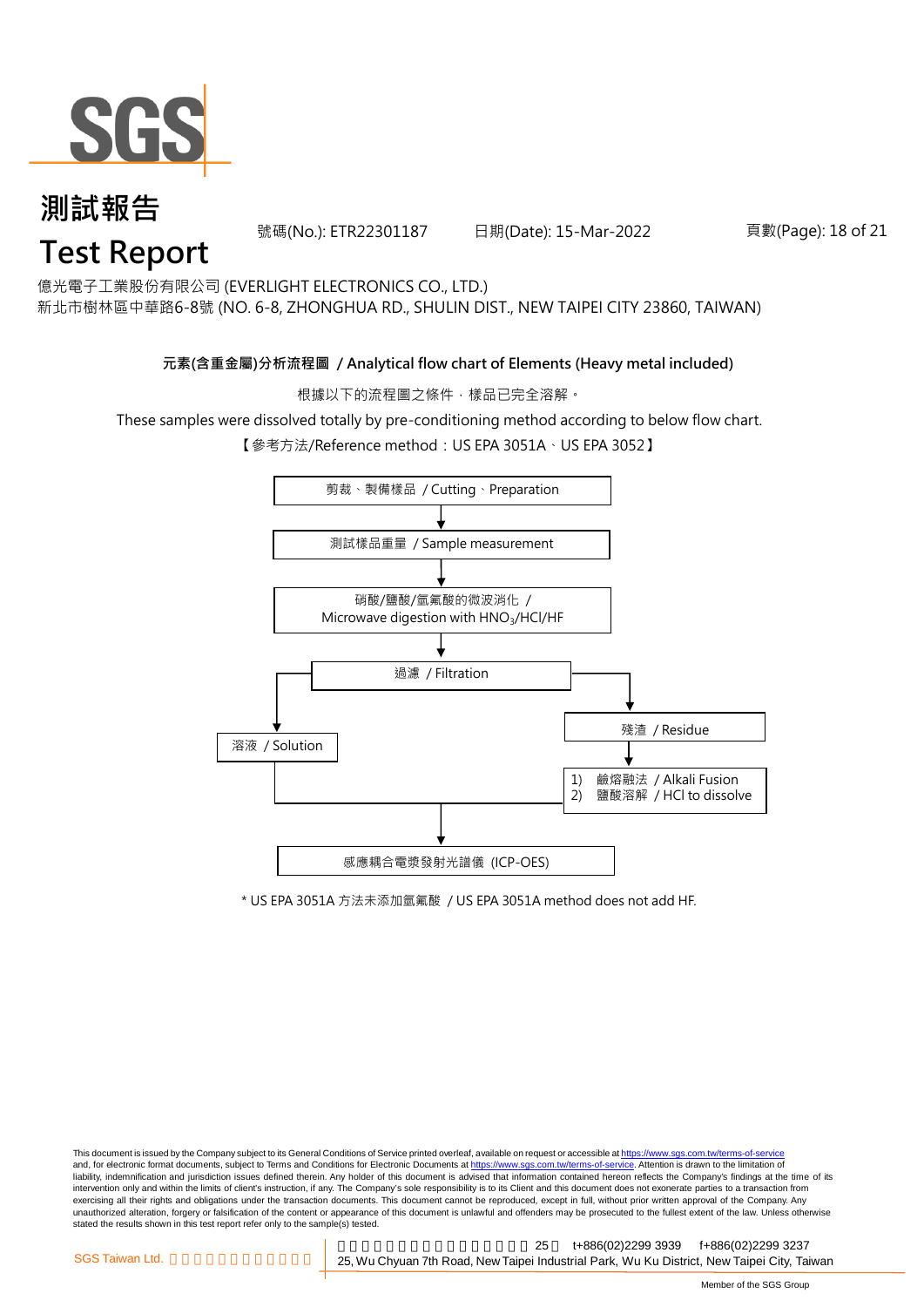# 測試報告
# Test Report

號碼(No.): ETR22301187　日期(Date): 15-Mar-2022

億光電子工業股份有限公司 (EVERLIGHT ELECTRONICS CO., LTD.)
新北市樹林區中華路6-8號 (NO. 6-8, ZHONGHUA RD., SHULIN DIST., NEW TAIPEI CITY 23860, TAIWAN)

**元素(含重金屬)分析流程圖 / Analytical flow chart of Elements (Heavy metal included)**

根據以下的流程圖之條件，樣品已完全溶解。

These samples were dissolved totally by pre-conditioning method according to below flow chart.

【參考方法/Reference method：US EPA 3051A、US EPA 3052】

剪裁、製備樣品 / Cutting、Preparation

↓

測試樣品重量 / Sample measurement

↓

硝酸/鹽酸/氫氟酸的微波消化 / Microwave digestion with $HNO_3$/HCl/HF

↓

過濾 / Filtration

- → 溶液 / Solution
- → 殘渣 / Residue
  - ↓
  - 1) 鹼熔融法 / Alkali Fusion
  - 2) 鹽酸溶解 / HCl to dissolve

↓

感應耦合電漿發射光譜儀 (ICP-OES)

\* US EPA 3051A 方法未添加氫氟酸 / US EPA 3051A method does not add HF.

This document is issued by the Company subject to its General Conditions of Service printed overleaf, available on request or accessible at https://www.sgs.com.tw/terms-of-service and, for electronic format documents, subject to Terms and Conditions for Electronic Documents at https://www.sgs.com.tw/terms-of-service. Attention is drawn to the limitation of liability, indemnification and jurisdiction issues defined therein. Any holder of this document is advised that information contained hereon reflects the Company's findings at the time of its intervention only and within the limits of client's instruction, if any. The Company's sole responsibility is to its Client and this document does not exonerate parties to a transaction from exercising all their rights and obligations under the transaction documents. This document cannot be reproduced, except in full, without prior written approval of the Company. Any unauthorized alteration, forgery or falsification of the content or appearance of this document is unlawful and offenders may be prosecuted to the fullest extent of the law. Unless otherwise stated the results shown in this test report refer only to the sample(s) tested.

SGS Taiwan Ltd. 25, Wu Chyuan 7th Road, New Taipei Industrial Park, Wu Ku District, New Taipei City, Taiwan t+886(02)2299 3939 f+886(02)2299 3237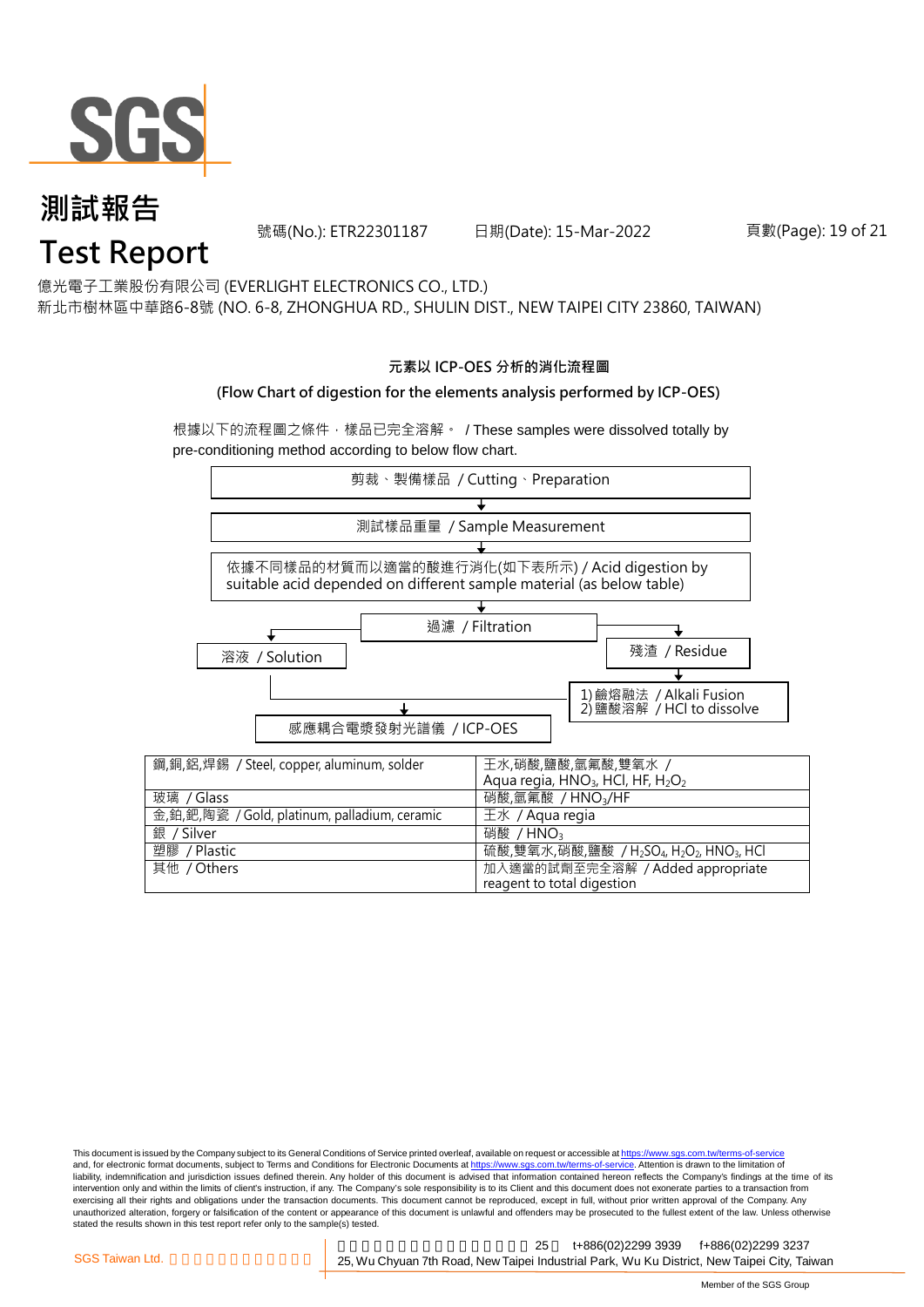# 測試報告

# Test Report

號碼(No.): ETR22301187　　日期(Date): 15-Mar-2022

億光電子工業股份有限公司 (EVERLIGHT ELECTRONICS CO., LTD.)

新北市樹林區中華路6-8號 (NO. 6-8, ZHONGHUA RD., SHULIN DIST., NEW TAIPEI CITY 23860, TAIWAN)

**元素以 ICP-OES 分析的消化流程圖**

**(Flow Chart of digestion for the elements analysis performed by ICP-OES)**

根據以下的流程圖之條件，樣品已完全溶解。 / These samples were dissolved totally by pre-conditioning method according to below flow chart.

剪裁、製備樣品 / Cutting、Preparation

↓

測試樣品重量 / Sample Measurement

↓

依據不同樣品的材質而以適當的酸進行消化(如下表所示) / Acid digestion by suitable acid depended on different sample material (as below table)

↓

過濾 / Filtration

→ 溶液 / Solution

→ 殘渣 / Residue → 1) 鹼熔融法 / Alkali Fusion 2) 鹽酸溶解 / HCl to dissolve

↓

感應耦合電漿發射光譜儀 / ICP-OES

| | |
|---|---|
| 鋼,銅,鋁,焊錫 / Steel, copper, aluminum, solder | 王水,硝酸,鹽酸,氫氟酸,雙氧水 / Aqua regia, $HNO_3$, HCl, HF, $H_2O_2$ |
| 玻璃 / Glass | 硝酸,氫氟酸 / $HNO_3$/HF |
| 金,鉑,鈀,陶瓷 / Gold, platinum, palladium, ceramic | 王水 / Aqua regia |
| 銀 / Silver | 硝酸 / $HNO_3$ |
| 塑膠 / Plastic | 硫酸,雙氧水,硝酸,鹽酸 / $H_2SO_4$, $H_2O_2$, $HNO_3$, HCl |
| 其他 / Others | 加入適當的試劑至完全溶解 / Added appropriate reagent to total digestion |

This document is issued by the Company subject to its General Conditions of Service printed overleaf, available on request or accessible at https://www.sgs.com.tw/terms-of-service and, for electronic format documents, subject to Terms and Conditions for Electronic Documents at https://www.sgs.com.tw/terms-of-service. Attention is drawn to the limitation of liability, indemnification and jurisdiction issues defined therein. Any holder of this document is advised that information contained hereon reflects the Company's findings at the time of its intervention only and within the limits of client's instruction, if any. The Company's sole responsibility is to its Client and this document does not exonerate parties to a transaction from exercising all their rights and obligations under the transaction documents. This document cannot be reproduced, except in full, without prior written approval of the Company. Any unauthorized alteration, forgery or falsification of the content or appearance of this document is unlawful and offenders may be prosecuted to the fullest extent of the law. Unless otherwise stated the results shown in this test report refer only to the sample(s) tested.

SGS Taiwan Ltd. 25 t+886(02)2299 3939 f+886(02)2299 3237

25, Wu Chyuan 7th Road, New Taipei Industrial Park, Wu Ku District, New Taipei City, Taiwan

Member of the SGS Group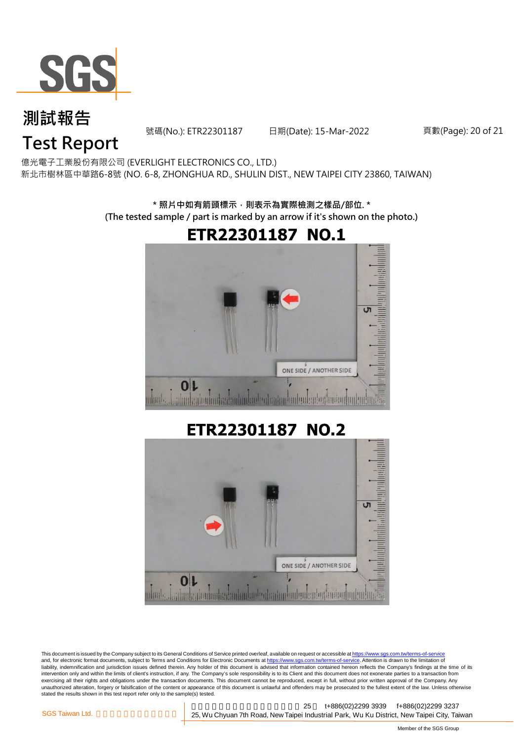# 測試報告

# Test Report

號碼(No.): ETR22301187　　日期(Date): 15-Mar-2022

億光電子工業股份有限公司 (EVERLIGHT ELECTRONICS CO., LTD.)
新北市樹林區中華路6-8號 (NO. 6-8, ZHONGHUA RD., SHULIN DIST., NEW TAIPEI CITY 23860, TAIWAN)

**\* 照片中如有箭頭標示，則表示為實際檢測之樣品/部位. \***
**(The tested sample / part is marked by an arrow if it's shown on the photo.)**

## ETR22301187 NO.1

ONE SIDE / ANOTHER SIDE

## ETR22301187 NO.2

ONE SIDE / ANOTHER SIDE

This document is issued by the Company subject to its General Conditions of Service printed overleaf, available on request or accessible at https://www.sgs.com.tw/terms-of-service and, for electronic format documents, subject to Terms and Conditions for Electronic Documents at https://www.sgs.com.tw/terms-of-service. Attention is drawn to the limitation of liability, indemnification and jurisdiction issues defined therein. Any holder of this document is advised that information contained hereon reflects the Company's findings at the time of its intervention only and within the limits of client's instruction, if any. The Company's sole responsibility is to its Client and this document does not exonerate parties to a transaction from exercising all their rights and obligations under the transaction documents. This document cannot be reproduced, except in full, without prior written approval of the Company. Any unauthorized alteration, forgery or falsification of the content or appearance of this document is unlawful and offenders may be prosecuted to the fullest extent of the law. Unless otherwise stated the results shown in this test report refer only to the sample(s) tested.

SGS Taiwan Ltd. | 25, Wu Chyuan 7th Road, New Taipei Industrial Park, Wu Ku District, New Taipei City, Taiwan | t+886(02)2299 3939 | f+886(02)2299 3237

Member of the SGS Group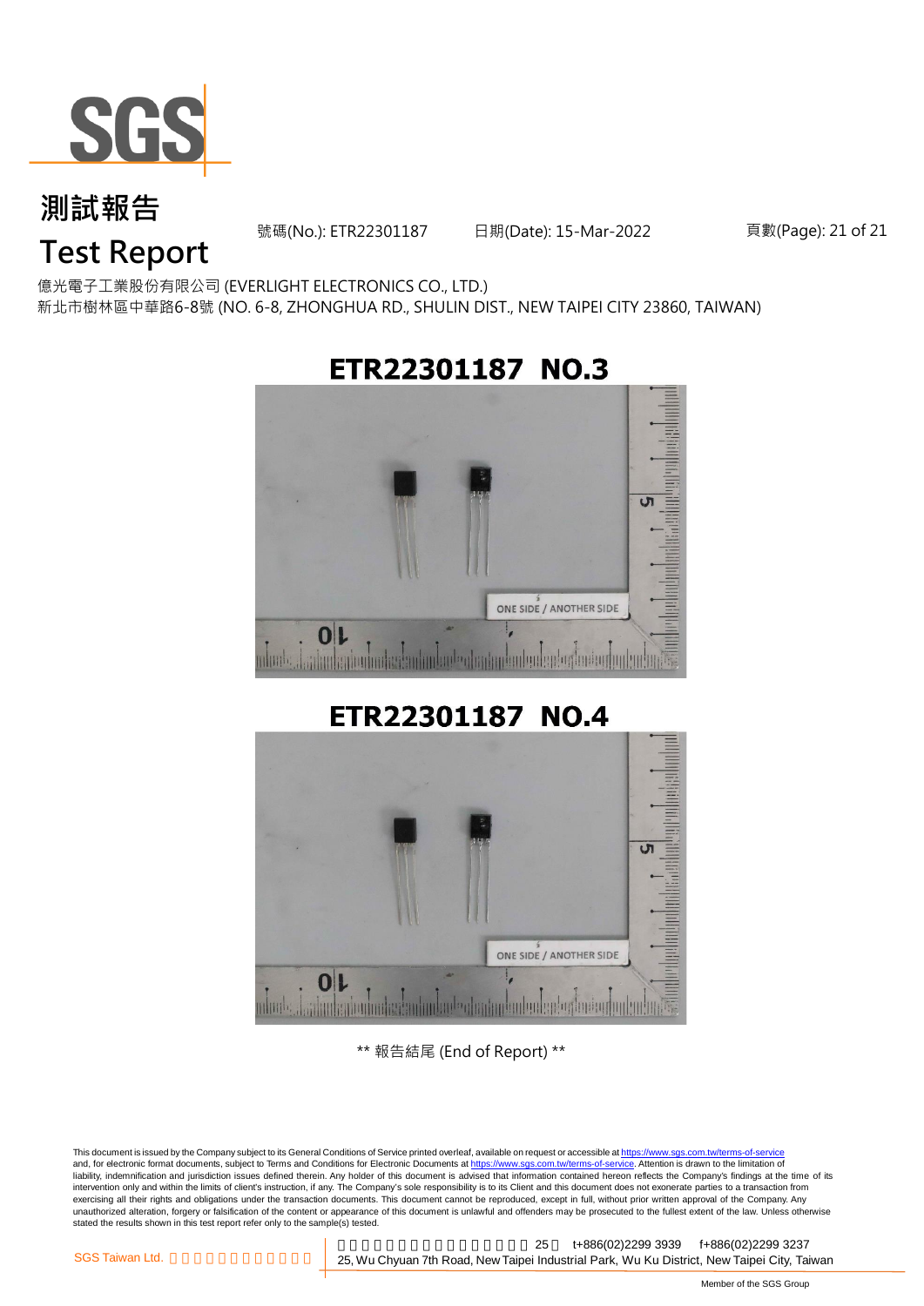# 測試報告
# Test Report

號碼(No.): ETR22301187 日期(Date): 15-Mar-2022

億光電子工業股份有限公司 (EVERLIGHT ELECTRONICS CO., LTD.)
新北市樹林區中華路6-8號 (NO. 6-8, ZHONGHUA RD., SHULIN DIST., NEW TAIPEI CITY 23860, TAIWAN)

## ETR22301187 NO.3

ONE SIDE / ANOTHER SIDE

## ETR22301187 NO.4

ONE SIDE / ANOTHER SIDE

** 報告結尾 (End of Report) **

This document is issued by the Company subject to its General Conditions of Service printed overleaf, available on request or accessible at https://www.sgs.com.tw/terms-of-service and, for electronic format documents, subject to Terms and Conditions for Electronic Documents at https://www.sgs.com.tw/terms-of-service. Attention is drawn to the limitation of liability, indemnification and jurisdiction issues defined therein. Any holder of this document is advised that information contained hereon reflects the Company's findings at the time of its intervention only and within the limits of client's instruction, if any. The Company's sole responsibility is to its Client and this document does not exonerate parties to a transaction from exercising all their rights and obligations under the transaction documents. This document cannot be reproduced, except in full, without prior written approval of the Company. Any unauthorized alteration, forgery or falsification of the content or appearance of this document is unlawful and offenders may be prosecuted to the fullest extent of the law. Unless otherwise stated the results shown in this test report refer only to the sample(s) tested.

SGS Taiwan Ltd. | 25, Wu Chyuan 7th Road, New Taipei Industrial Park, Wu Ku District, New Taipei City, Taiwan t+886(02)2299 3939 f+886(02)2299 3237

Member of the SGS Group